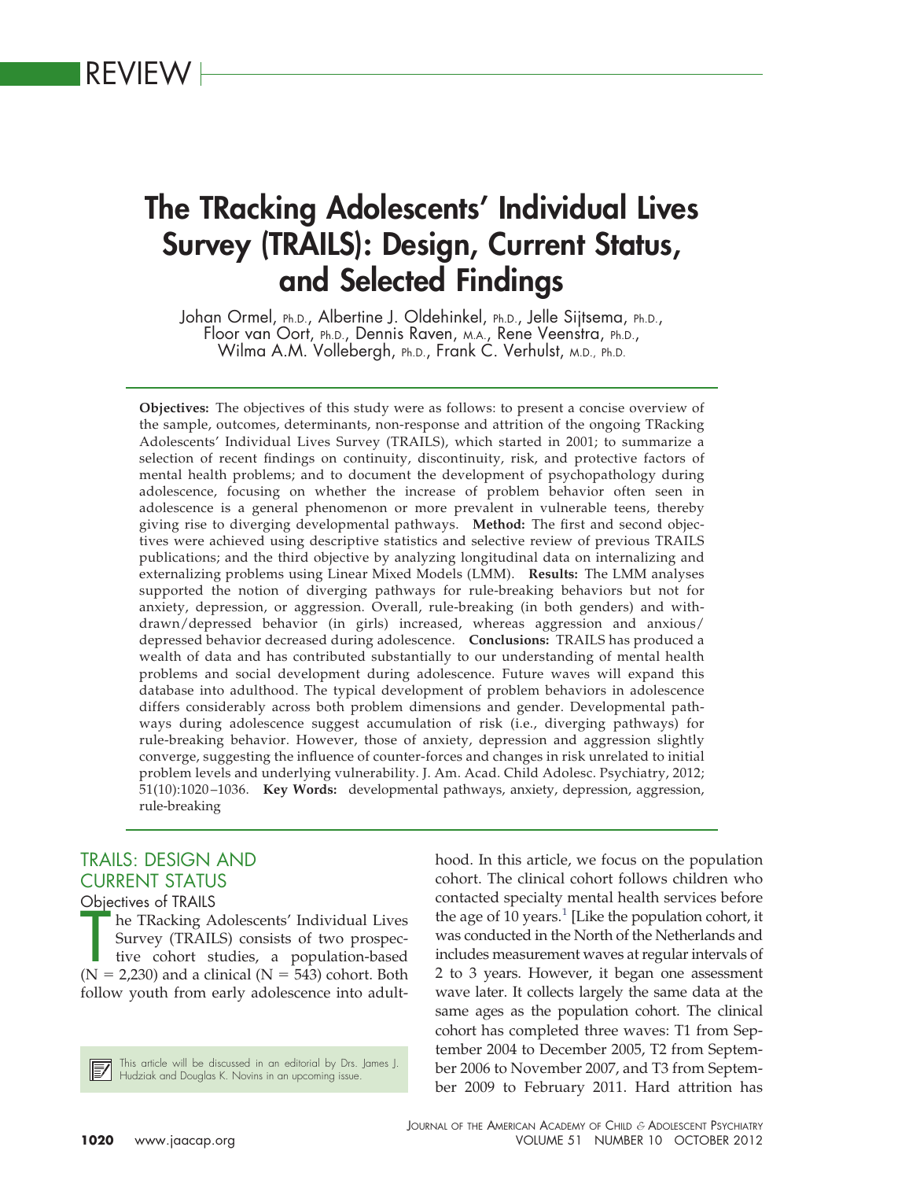REVIEW

# The TRacking Adolescents' Individual Lives Survey (TRAILS): Design, Current Status, and Selected Findings

Johan Ormel, Ph.D., Albertine J. Oldehinkel, Ph.D., Jelle Sijtsema, Ph.D., Floor van Oort, Ph.D., Dennis Raven, M.A., Rene Veenstra, Ph.D., Wilma A.M. Vollebergh, Ph.D., Frank C. Verhulst, M.D., Ph.D.

**Objectives:** The objectives of this study were as follows: to present a concise overview of the sample, outcomes, determinants, non-response and attrition of the ongoing TRacking Adolescents' Individual Lives Survey (TRAILS), which started in 2001; to summarize a selection of recent findings on continuity, discontinuity, risk, and protective factors of mental health problems; and to document the development of psychopathology during adolescence, focusing on whether the increase of problem behavior often seen in adolescence is a general phenomenon or more prevalent in vulnerable teens, thereby giving rise to diverging developmental pathways. **Method:** The first and second objectives were achieved using descriptive statistics and selective review of previous TRAILS publications; and the third objective by analyzing longitudinal data on internalizing and externalizing problems using Linear Mixed Models (LMM). **Results:** The LMM analyses supported the notion of diverging pathways for rule-breaking behaviors but not for anxiety, depression, or aggression. Overall, rule-breaking (in both genders) and withdrawn/depressed behavior (in girls) increased, whereas aggression and anxious/depressed behavior decreased during adolescence. **Conclusions:** TRAILS has produced a wealth of data and has contributed substantially to our understanding of mental health problems and social development during adolescence. Future waves will expand this database into adulthood. The typical development of problem behaviors in adolescence differs considerably across both problem dimensions and gender. Developmental pathways during adolescence suggest accumulation of risk (i.e., diverging pathways) for rule-breaking behavior. However, those of anxiety, depression and aggression slightly converge, suggesting the influence of counter-forces and changes in risk unrelated to initial problem levels and underlying vulnerability. J. Am. Acad. Child Adolesc. Psychiatry, 2012; 51(10):1020–1036. **Key Words:** developmental pathways, anxiety, depression, aggression, rule-breaking

## TRAILS: DESIGN AND CURRENT STATUS

### Objectives of TRAILS

The TRacking Adolescents' Individual Lives Survey (TRAILS) consists of two prospective cohort studies, a population-based (N = 2,230) and a clinical (N = 543) cohort. Both follow youth from early adolescence into adulthood. In this article, we focus on the population cohort. The clinical cohort follows children who contacted specialty mental health services before the age of 10 years.[1] [Like the population cohort, it was conducted in the North of the Netherlands and includes measurement waves at regular intervals of 2 to 3 years. However, it began one assessment wave later. It collects largely the same data at the same ages as the population cohort. The clinical cohort has completed three waves: T1 from September 2004 to December 2005, T2 from September 2006 to November 2007, and T3 from September 2009 to February 2011. Hard attrition has

This article will be discussed in an editorial by Drs. James J. Hudziak and Douglas K. Novins in an upcoming issue.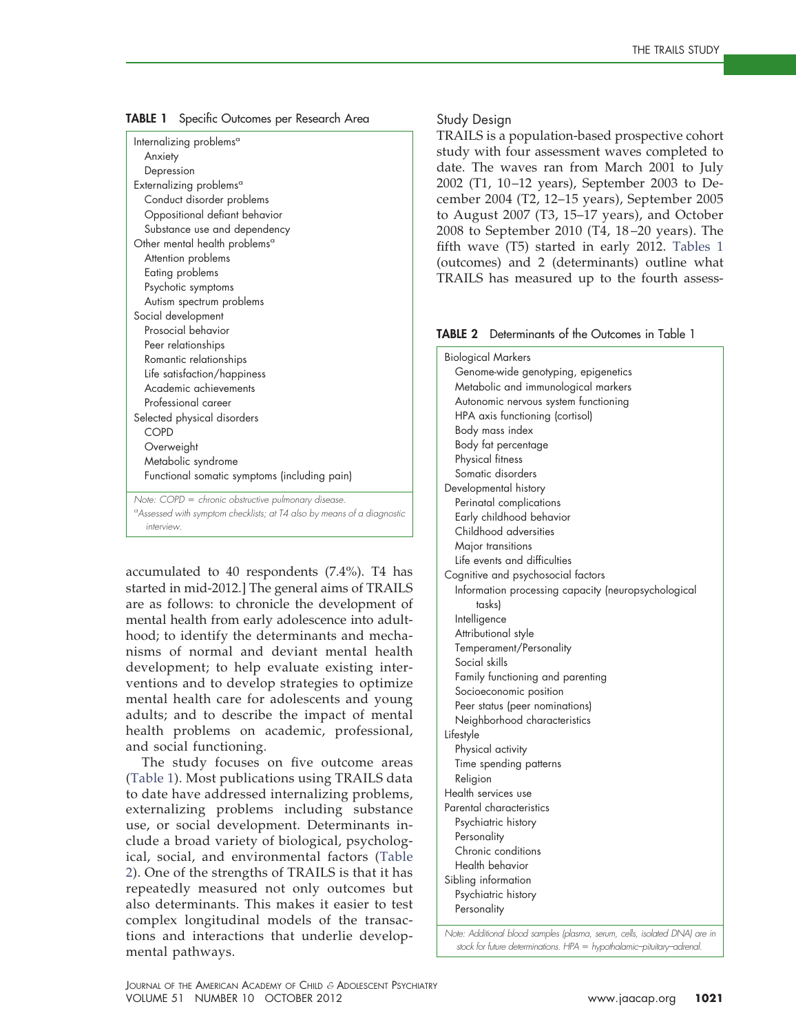**TABLE 1** Specific Outcomes per Research Area

| |
|---|
| Internalizing problems[a] |
| Anxiety |
| Depression |
| Externalizing problems[a] |
| Conduct disorder problems |
| Oppositional defiant behavior |
| Substance use and dependency |
| Other mental health problems[a] |
| Attention problems |
| Eating problems |
| Psychotic symptoms |
| Autism spectrum problems |
| Social development |
| Prosocial behavior |
| Peer relationships |
| Romantic relationships |
| Life satisfaction/happiness |
| Academic achievements |
| Professional career |
| Selected physical disorders |
| COPD |
| Overweight |
| Metabolic syndrome |
| Functional somatic symptoms (including pain) |

*Note: COPD = chronic obstructive pulmonary disease.*
*[a]Assessed with symptom checklists; at T4 also by means of a diagnostic interview.*

accumulated to 40 respondents (7.4%). T4 has started in mid-2012.] The general aims of TRAILS are as follows: to chronicle the development of mental health from early adolescence into adulthood; to identify the determinants and mechanisms of normal and deviant mental health development; to help evaluate existing interventions and to develop strategies to optimize mental health care for adolescents and young adults; and to describe the impact of mental health problems on academic, professional, and social functioning.

The study focuses on five outcome areas (Table 1). Most publications using TRAILS data to date have addressed internalizing problems, externalizing problems including substance use, or social development. Determinants include a broad variety of biological, psychological, social, and environmental factors (Table 2). One of the strengths of TRAILS is that it has repeatedly measured not only outcomes but also determinants. This makes it easier to test complex longitudinal models of the transactions and interactions that underlie developmental pathways.

## Study Design

TRAILS is a population-based prospective cohort study with four assessment waves completed to date. The waves ran from March 2001 to July 2002 (T1, 10–12 years), September 2003 to December 2004 (T2, 12–15 years), September 2005 to August 2007 (T3, 15–17 years), and October 2008 to September 2010 (T4, 18–20 years). The fifth wave (T5) started in early 2012. Tables 1 (outcomes) and 2 (determinants) outline what TRAILS has measured up to the fourth assess-

**TABLE 2** Determinants of the Outcomes in Table 1

| |
|---|
| Biological Markers |
| Genome-wide genotyping, epigenetics |
| Metabolic and immunological markers |
| Autonomic nervous system functioning |
| HPA axis functioning (cortisol) |
| Body mass index |
| Body fat percentage |
| Physical fitness |
| Somatic disorders |
| Developmental history |
| Perinatal complications |
| Early childhood behavior |
| Childhood adversities |
| Major transitions |
| Life events and difficulties |
| Cognitive and psychosocial factors |
| Information processing capacity (neuropsychological tasks) |
| Intelligence |
| Attributional style |
| Temperament/Personality |
| Social skills |
| Family functioning and parenting |
| Socioeconomic position |
| Peer status (peer nominations) |
| Neighborhood characteristics |
| Lifestyle |
| Physical activity |
| Time spending patterns |
| Religion |
| Health services use |
| Parental characteristics |
| Psychiatric history |
| Personality |
| Chronic conditions |
| Health behavior |
| Sibling information |
| Psychiatric history |
| Personality |

*Note: Additional blood samples (plasma, serum, cells, isolated DNA) are in stock for future determinations. HPA = hypothalamic–pituitary–adrenal.*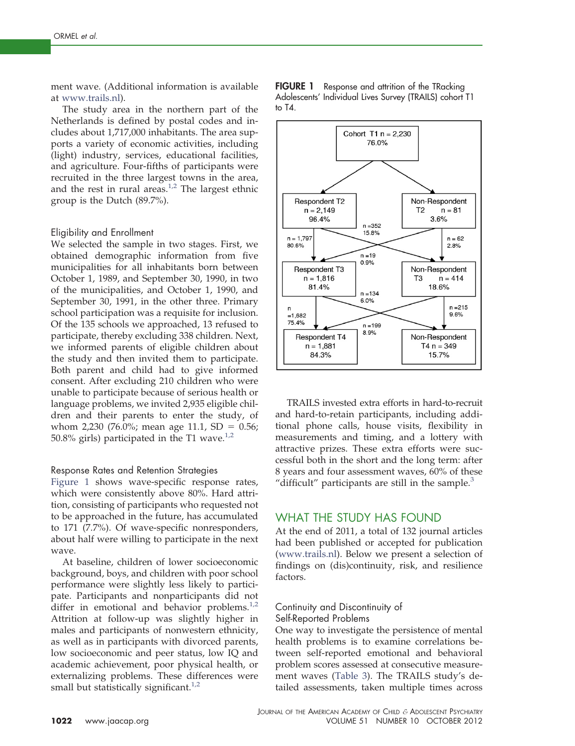ment wave. (Additional information is available at www.trails.nl).

The study area in the northern part of the Netherlands is defined by postal codes and includes about 1,717,000 inhabitants. The area supports a variety of economic activities, including (light) industry, services, educational facilities, and agriculture. Four-fifths of participants were recruited in the three largest towns in the area, and the rest in rural areas.[1,2] The largest ethnic group is the Dutch (89.7%).

### Eligibility and Enrollment

We selected the sample in two stages. First, we obtained demographic information from five municipalities for all inhabitants born between October 1, 1989, and September 30, 1990, in two of the municipalities, and October 1, 1990, and September 30, 1991, in the other three. Primary school participation was a requisite for inclusion. Of the 135 schools we approached, 13 refused to participate, thereby excluding 338 children. Next, we informed parents of eligible children about the study and then invited them to participate. Both parent and child had to give informed consent. After excluding 210 children who were unable to participate because of serious health or language problems, we invited 2,935 eligible children and their parents to enter the study, of whom 2,230 (76.0%; mean age 11.1, SD = 0.56; 50.8% girls) participated in the T1 wave.[1,2]

### Response Rates and Retention Strategies

Figure 1 shows wave-specific response rates, which were consistently above 80%. Hard attrition, consisting of participants who requested not to be approached in the future, has accumulated to 171 (7.7%). Of wave-specific nonresponders, about half were willing to participate in the next wave.

At baseline, children of lower socioeconomic background, boys, and children with poor school performance were slightly less likely to participate. Participants and nonparticipants did not differ in emotional and behavior problems.[1,2] Attrition at follow-up was slightly higher in males and participants of nonwestern ethnicity, as well as in participants with divorced parents, low socioeconomic and peer status, low IQ and academic achievement, poor physical health, or externalizing problems. These differences were small but statistically significant.[1,2]

**FIGURE 1** Response and attrition of the TRacking Adolescents' Individual Lives Survey (TRAILS) cohort T1 to T4.

Cohort T1 n = 2,230 (76.0%)

- Respondent T2: n = 2,149 (96.4%)
- Non-Respondent T2: n = 81 (3.6%)
- Respondent T2 → Respondent T3: n = 1,797 (80.6%)
- Respondent T2 → Non-Respondent T3: n = 352 (15.8%)
- Non-Respondent T2 → Respondent T3: n = 19 (0.9%)
- Non-Respondent T2 → Non-Respondent T3: n = 62 (2.8%)
- Respondent T3: n = 1,816 (81.4%)
- Non-Respondent T3: n = 414 (18.6%)
- Respondent T3 → Respondent T4: n = 1,682 (75.4%)
- Respondent T3 → Non-Respondent T4: n = 134 (6.0%)
- Non-Respondent T3 → Respondent T4: n = 199 (8.9%)
- Non-Respondent T3 → Non-Respondent T4: n = 215 (9.6%)
- Respondent T4: n = 1,881 (84.3%)
- Non-Respondent T4: n = 349 (15.7%)

TRAILS invested extra efforts in hard-to-recruit and hard-to-retain participants, including additional phone calls, house visits, flexibility in measurements and timing, and a lottery with attractive prizes. These extra efforts were successful both in the short and the long term: after 8 years and four assessment waves, 60% of these "difficult" participants are still in the sample.[3]

## WHAT THE STUDY HAS FOUND

At the end of 2011, a total of 132 journal articles had been published or accepted for publication (www.trails.nl). Below we present a selection of findings on (dis)continuity, risk, and resilience factors.

### Continuity and Discontinuity of Self-Reported Problems

One way to investigate the persistence of mental health problems is to examine correlations between self-reported emotional and behavioral problem scores assessed at consecutive measurement waves (Table 3). The TRAILS study's detailed assessments, taken multiple times across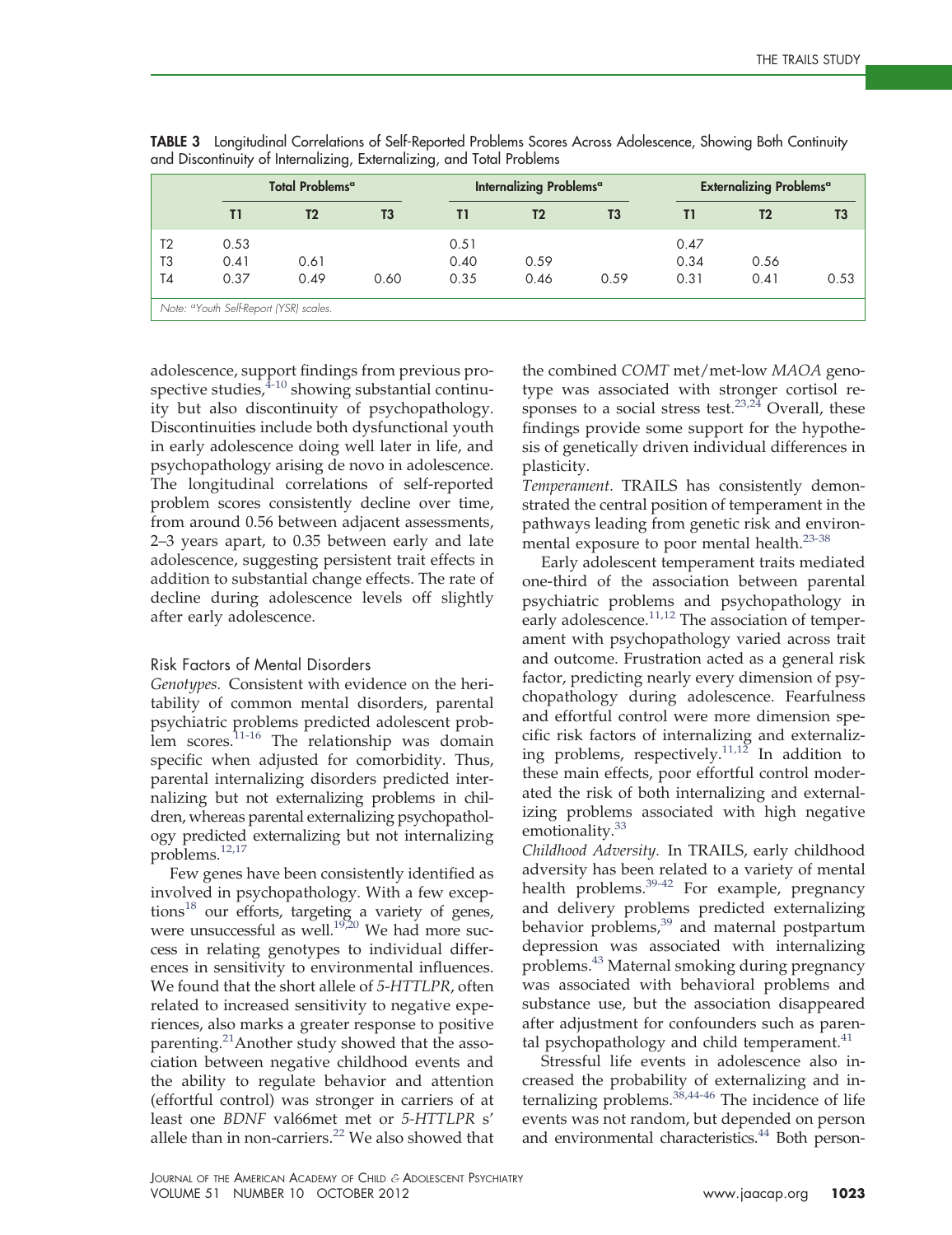**TABLE 3** Longitudinal Correlations of Self-Reported Problems Scores Across Adolescence, Showing Both Continuity and Discontinuity of Internalizing, Externalizing, and Total Problems

| | Total Problems[a] | | | Internalizing Problems[a] | | | Externalizing Problems[a] | | |
|---|---|---|---|---|---|---|---|---|---|
| | T1 | T2 | T3 | T1 | T2 | T3 | T1 | T2 | T3 |
| T2 | 0.53 | | | 0.51 | | | 0.47 | | |
| T3 | 0.41 | 0.61 | | 0.40 | 0.59 | | 0.34 | 0.56 | |
| T4 | 0.37 | 0.49 | 0.60 | 0.35 | 0.46 | 0.59 | 0.31 | 0.41 | 0.53 |

Note: [a]Youth Self-Report (YSR) scales.

adolescence, support findings from previous prospective studies,[4-10] showing substantial continuity but also discontinuity of psychopathology. Discontinuities include both dysfunctional youth in early adolescence doing well later in life, and psychopathology arising de novo in adolescence. The longitudinal correlations of self-reported problem scores consistently decline over time, from around 0.56 between adjacent assessments, 2–3 years apart, to 0.35 between early and late adolescence, suggesting persistent trait effects in addition to substantial change effects. The rate of decline during adolescence levels off slightly after early adolescence.

## Risk Factors of Mental Disorders

*Genotypes.* Consistent with evidence on the heritability of common mental disorders, parental psychiatric problems predicted adolescent problem scores.[11-16] The relationship was domain specific when adjusted for comorbidity. Thus, parental internalizing disorders predicted internalizing but not externalizing problems in children, whereas parental externalizing psychopathology predicted externalizing but not internalizing problems.[12,17]

Few genes have been consistently identified as involved in psychopathology. With a few exceptions[18] our efforts, targeting a variety of genes, were unsuccessful as well.[19,20] We had more success in relating genotypes to individual differences in sensitivity to environmental influences. We found that the short allele of *5-HTTLPR*, often related to increased sensitivity to negative experiences, also marks a greater response to positive parenting.[21]Another study showed that the association between negative childhood events and the ability to regulate behavior and attention (effortful control) was stronger in carriers of at least one *BDNF* val66met met or *5-HTTLPR* s' allele than in non-carriers.[22] We also showed that the combined *COMT* met/met-low *MAOA* genotype was associated with stronger cortisol responses to a social stress test.[23,24] Overall, these findings provide some support for the hypothesis of genetically driven individual differences in plasticity.

*Temperament.* TRAILS has consistently demonstrated the central position of temperament in the pathways leading from genetic risk and environmental exposure to poor mental health.[23-38]

Early adolescent temperament traits mediated one-third of the association between parental psychiatric problems and psychopathology in early adolescence.[11,12] The association of temperament with psychopathology varied across trait and outcome. Frustration acted as a general risk factor, predicting nearly every dimension of psychopathology during adolescence. Fearfulness and effortful control were more dimension specific risk factors of internalizing and externalizing problems, respectively.[11,12] In addition to these main effects, poor effortful control moderated the risk of both internalizing and externalizing problems associated with high negative emotionality.[33]

*Childhood Adversity.* In TRAILS, early childhood adversity has been related to a variety of mental health problems.[39-42] For example, pregnancy and delivery problems predicted externalizing behavior problems,[39] and maternal postpartum depression was associated with internalizing problems.[43] Maternal smoking during pregnancy was associated with behavioral problems and substance use, but the association disappeared after adjustment for confounders such as parental psychopathology and child temperament.[41]

Stressful life events in adolescence also increased the probability of externalizing and internalizing problems.[38,44-46] The incidence of life events was not random, but depended on person and environmental characteristics.[44] Both person-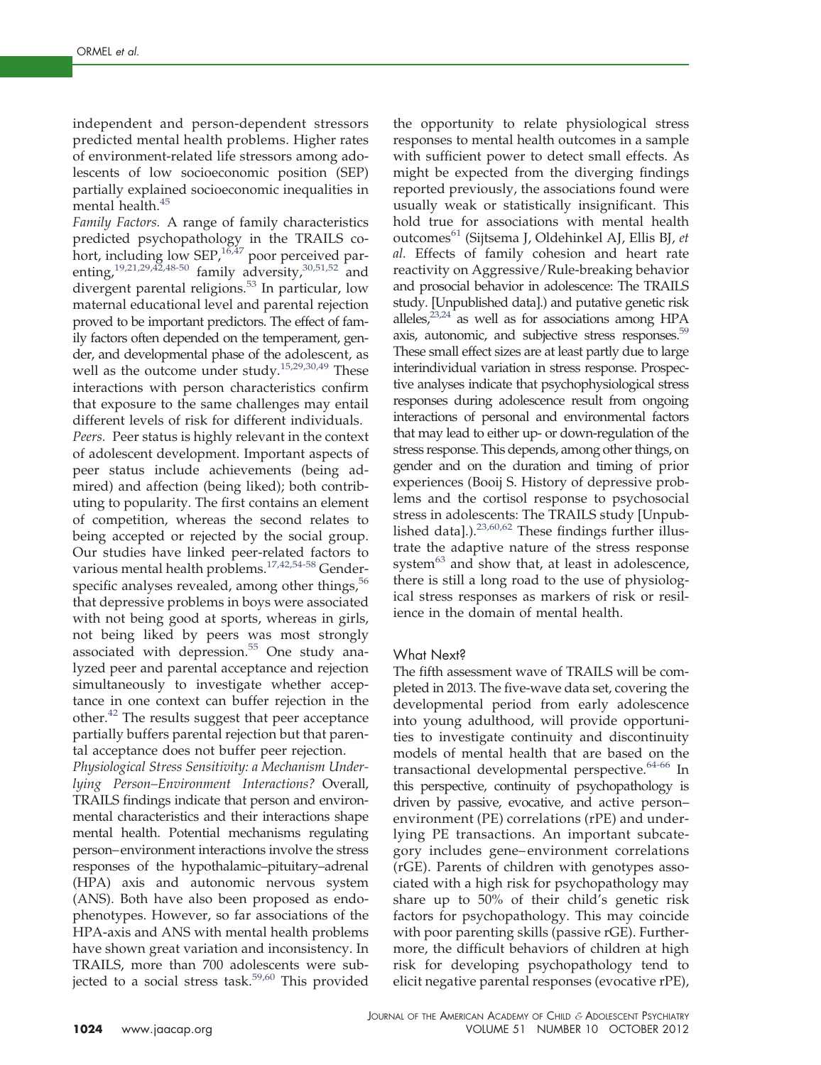independent and person-dependent stressors predicted mental health problems. Higher rates of environment-related life stressors among adolescents of low socioeconomic position (SEP) partially explained socioeconomic inequalities in mental health.[45]

*Family Factors.* A range of family characteristics predicted psychopathology in the TRAILS cohort, including low SEP,[16,47] poor perceived parenting,[19,21,29,42,48-50] family adversity,[30,51,52] and divergent parental religions.[53] In particular, low maternal educational level and parental rejection proved to be important predictors. The effect of family factors often depended on the temperament, gender, and developmental phase of the adolescent, as well as the outcome under study.[15,29,30,49] These interactions with person characteristics confirm that exposure to the same challenges may entail different levels of risk for different individuals.

*Peers.* Peer status is highly relevant in the context of adolescent development. Important aspects of peer status include achievements (being admired) and affection (being liked); both contributing to popularity. The first contains an element of competition, whereas the second relates to being accepted or rejected by the social group. Our studies have linked peer-related factors to various mental health problems.[17,42,54-58] Gender-specific analyses revealed, among other things,[56] that depressive problems in boys were associated with not being good at sports, whereas in girls, not being liked by peers was most strongly associated with depression.[55] One study analyzed peer and parental acceptance and rejection simultaneously to investigate whether acceptance in one context can buffer rejection in the other.[42] The results suggest that peer acceptance partially buffers parental rejection but that parental acceptance does not buffer peer rejection.

*Physiological Stress Sensitivity: a Mechanism Underlying Person–Environment Interactions?* Overall, TRAILS findings indicate that person and environmental characteristics and their interactions shape mental health. Potential mechanisms regulating person–environment interactions involve the stress responses of the hypothalamic–pituitary–adrenal (HPA) axis and autonomic nervous system (ANS). Both have also been proposed as endophenotypes. However, so far associations of the HPA-axis and ANS with mental health problems have shown great variation and inconsistency. In TRAILS, more than 700 adolescents were subjected to a social stress task.[59,60] This provided the opportunity to relate physiological stress responses to mental health outcomes in a sample with sufficient power to detect small effects. As might be expected from the diverging findings reported previously, the associations found were usually weak or statistically insignificant. This hold true for associations with mental health outcomes[61] (Sijtsema J, Oldehinkel AJ, Ellis BJ, *et al.* Effects of family cohesion and heart rate reactivity on Aggressive/Rule-breaking behavior and prosocial behavior in adolescence: The TRAILS study. [Unpublished data].) and putative genetic risk alleles,[23,24] as well as for associations among HPA axis, autonomic, and subjective stress responses.[59] These small effect sizes are at least partly due to large interindividual variation in stress response. Prospective analyses indicate that psychophysiological stress responses during adolescence result from ongoing interactions of personal and environmental factors that may lead to either up- or down-regulation of the stress response. This depends, among other things, on gender and on the duration and timing of prior experiences (Booij S. History of depressive problems and the cortisol response to psychosocial stress in adolescents: The TRAILS study [Unpublished data].).[23,60,62] These findings further illustrate the adaptive nature of the stress response system[63] and show that, at least in adolescence, there is still a long road to the use of physiological stress responses as markers of risk or resilience in the domain of mental health.

## What Next?

The fifth assessment wave of TRAILS will be completed in 2013. The five-wave data set, covering the developmental period from early adolescence into young adulthood, will provide opportunities to investigate continuity and discontinuity models of mental health that are based on the transactional developmental perspective.[64-66] In this perspective, continuity of psychopathology is driven by passive, evocative, and active person–environment (PE) correlations (rPE) and underlying PE transactions. An important subcategory includes gene–environment correlations (rGE). Parents of children with genotypes associated with a high risk for psychopathology may share up to 50% of their child's genetic risk factors for psychopathology. This may coincide with poor parenting skills (passive rGE). Furthermore, the difficult behaviors of children at high risk for developing psychopathology tend to elicit negative parental responses (evocative rPE),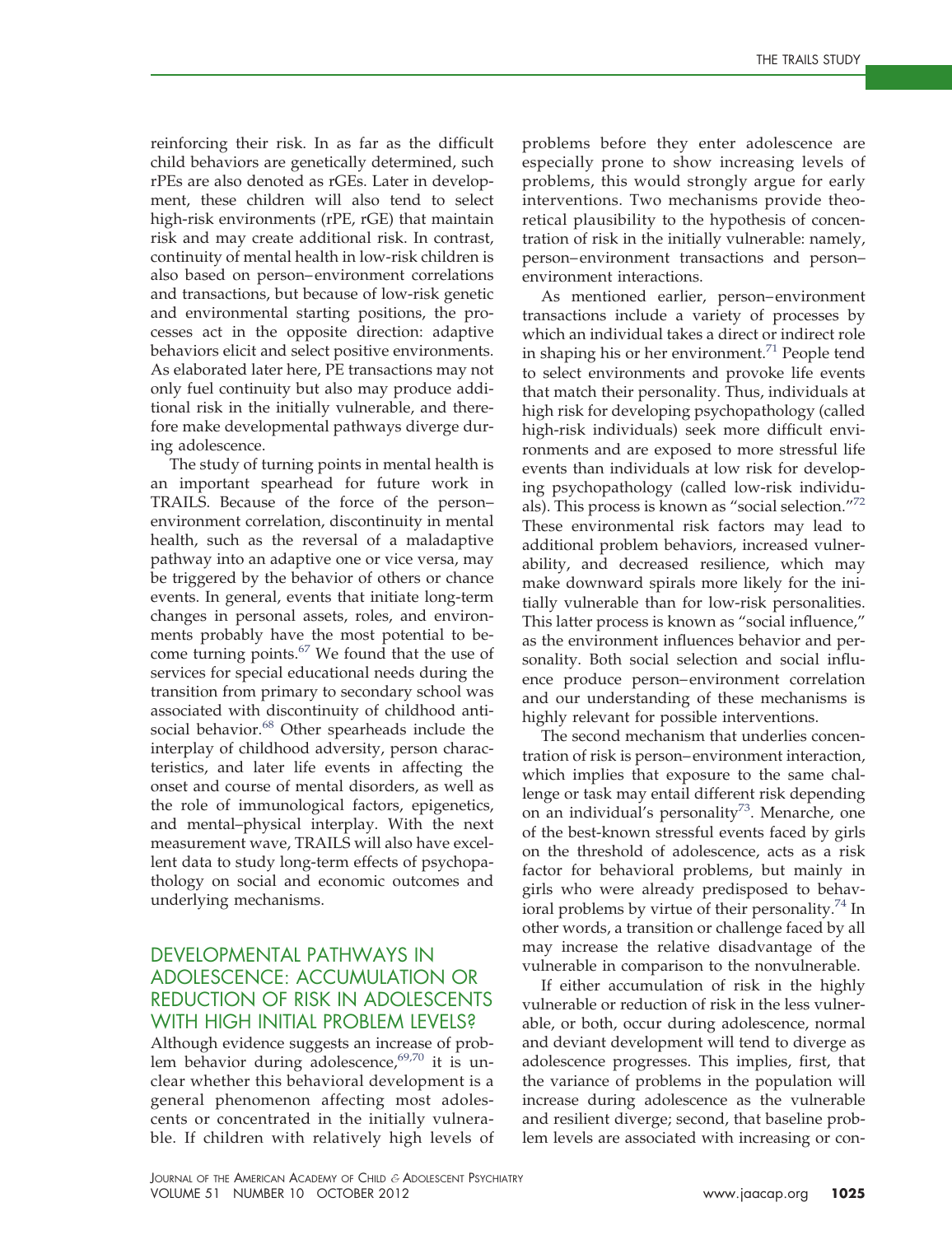reinforcing their risk. In as far as the difficult child behaviors are genetically determined, such rPEs are also denoted as rGEs. Later in development, these children will also tend to select high-risk environments (rPE, rGE) that maintain risk and may create additional risk. In contrast, continuity of mental health in low-risk children is also based on person–environment correlations and transactions, but because of low-risk genetic and environmental starting positions, the processes act in the opposite direction: adaptive behaviors elicit and select positive environments. As elaborated later here, PE transactions may not only fuel continuity but also may produce additional risk in the initially vulnerable, and therefore make developmental pathways diverge during adolescence.

The study of turning points in mental health is an important spearhead for future work in TRAILS. Because of the force of the person–environment correlation, discontinuity in mental health, such as the reversal of a maladaptive pathway into an adaptive one or vice versa, may be triggered by the behavior of others or chance events. In general, events that initiate long-term changes in personal assets, roles, and environments probably have the most potential to become turning points.[67] We found that the use of services for special educational needs during the transition from primary to secondary school was associated with discontinuity of childhood antisocial behavior.[68] Other spearheads include the interplay of childhood adversity, person characteristics, and later life events in affecting the onset and course of mental disorders, as well as the role of immunological factors, epigenetics, and mental–physical interplay. With the next measurement wave, TRAILS will also have excellent data to study long-term effects of psychopathology on social and economic outcomes and underlying mechanisms.

## DEVELOPMENTAL PATHWAYS IN ADOLESCENCE: ACCUMULATION OR REDUCTION OF RISK IN ADOLESCENTS WITH HIGH INITIAL PROBLEM LEVELS?

Although evidence suggests an increase of problem behavior during adolescence,[69,70] it is unclear whether this behavioral development is a general phenomenon affecting most adolescents or concentrated in the initially vulnerable. If children with relatively high levels of problems before they enter adolescence are especially prone to show increasing levels of problems, this would strongly argue for early interventions. Two mechanisms provide theoretical plausibility to the hypothesis of concentration of risk in the initially vulnerable: namely, person–environment transactions and person–environment interactions.

As mentioned earlier, person–environment transactions include a variety of processes by which an individual takes a direct or indirect role in shaping his or her environment.[71] People tend to select environments and provoke life events that match their personality. Thus, individuals at high risk for developing psychopathology (called high-risk individuals) seek more difficult environments and are exposed to more stressful life events than individuals at low risk for developing psychopathology (called low-risk individuals). This process is known as "social selection."[72] These environmental risk factors may lead to additional problem behaviors, increased vulnerability, and decreased resilience, which may make downward spirals more likely for the initially vulnerable than for low-risk personalities. This latter process is known as "social influence," as the environment influences behavior and personality. Both social selection and social influence produce person–environment correlation and our understanding of these mechanisms is highly relevant for possible interventions.

The second mechanism that underlies concentration of risk is person–environment interaction, which implies that exposure to the same challenge or task may entail different risk depending on an individual's personality[73]. Menarche, one of the best-known stressful events faced by girls on the threshold of adolescence, acts as a risk factor for behavioral problems, but mainly in girls who were already predisposed to behavioral problems by virtue of their personality.[74] In other words, a transition or challenge faced by all may increase the relative disadvantage of the vulnerable in comparison to the nonvulnerable.

If either accumulation of risk in the highly vulnerable or reduction of risk in the less vulnerable, or both, occur during adolescence, normal and deviant development will tend to diverge as adolescence progresses. This implies, first, that the variance of problems in the population will increase during adolescence as the vulnerable and resilient diverge; second, that baseline problem levels are associated with increasing or con-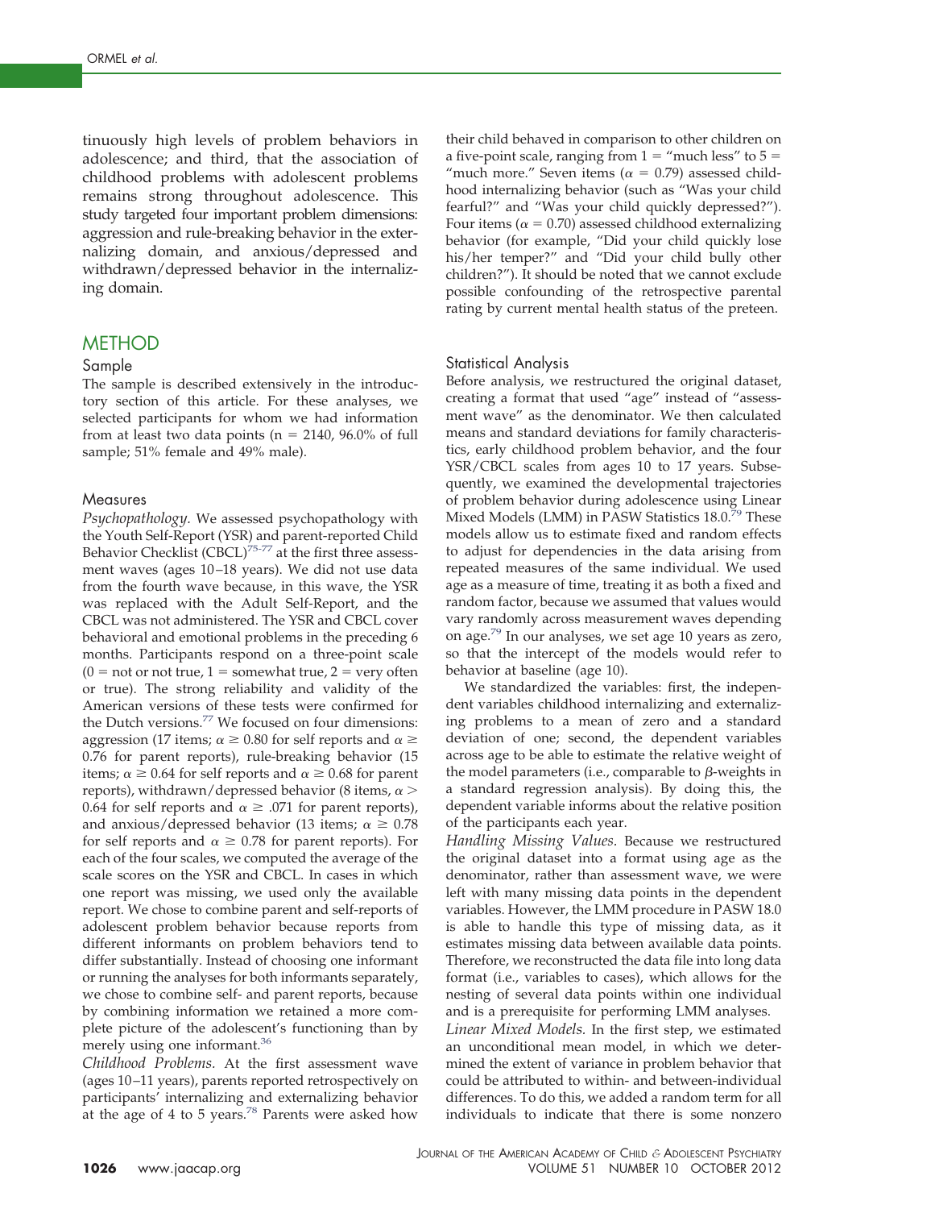tinuously high levels of problem behaviors in adolescence; and third, that the association of childhood problems with adolescent problems remains strong throughout adolescence. This study targeted four important problem dimensions: aggression and rule-breaking behavior in the externalizing domain, and anxious/depressed and withdrawn/depressed behavior in the internalizing domain.

## METHOD

### Sample

The sample is described extensively in the introductory section of this article. For these analyses, we selected participants for whom we had information from at least two data points (n = 2140, 96.0% of full sample; 51% female and 49% male).

### Measures

*Psychopathology.* We assessed psychopathology with the Youth Self-Report (YSR) and parent-reported Child Behavior Checklist (CBCL)[75-77] at the first three assessment waves (ages 10–18 years). We did not use data from the fourth wave because, in this wave, the YSR was replaced with the Adult Self-Report, and the CBCL was not administered. The YSR and CBCL cover behavioral and emotional problems in the preceding 6 months. Participants respond on a three-point scale (0 = not or not true, 1 = somewhat true, 2 = very often or true). The strong reliability and validity of the American versions of these tests were confirmed for the Dutch versions.[77] We focused on four dimensions: aggression (17 items; $\alpha \geq 0.80$ for self reports and $\alpha \geq 0.76$ for parent reports), rule-breaking behavior (15 items; $\alpha \geq 0.64$ for self reports and $\alpha \geq 0.68$ for parent reports), withdrawn/depressed behavior (8 items, $\alpha > 0.64$ for self reports and $\alpha \geq .071$ for parent reports), and anxious/depressed behavior (13 items; $\alpha \geq 0.78$ for self reports and $\alpha \geq 0.78$ for parent reports). For each of the four scales, we computed the average of the scale scores on the YSR and CBCL. In cases in which one report was missing, we used only the available report. We chose to combine parent and self-reports of adolescent problem behavior because reports from different informants on problem behaviors tend to differ substantially. Instead of choosing one informant or running the analyses for both informants separately, we chose to combine self- and parent reports, because by combining information we retained a more complete picture of the adolescent's functioning than by merely using one informant.[36]

*Childhood Problems.* At the first assessment wave (ages 10–11 years), parents reported retrospectively on participants' internalizing and externalizing behavior at the age of 4 to 5 years.[78] Parents were asked how their child behaved in comparison to other children on a five-point scale, ranging from 1 = "much less" to 5 = "much more." Seven items ($\alpha = 0.79$) assessed childhood internalizing behavior (such as "Was your child fearful?" and "Was your child quickly depressed?"). Four items ($\alpha = 0.70$) assessed childhood externalizing behavior (for example, "Did your child quickly lose his/her temper?" and "Did your child bully other children?"). It should be noted that we cannot exclude possible confounding of the retrospective parental rating by current mental health status of the preteen.

### Statistical Analysis

Before analysis, we restructured the original dataset, creating a format that used "age" instead of "assessment wave" as the denominator. We then calculated means and standard deviations for family characteristics, early childhood problem behavior, and the four YSR/CBCL scales from ages 10 to 17 years. Subsequently, we examined the developmental trajectories of problem behavior during adolescence using Linear Mixed Models (LMM) in PASW Statistics 18.0.[79] These models allow us to estimate fixed and random effects to adjust for dependencies in the data arising from repeated measures of the same individual. We used age as a measure of time, treating it as both a fixed and random factor, because we assumed that values would vary randomly across measurement waves depending on age.[79] In our analyses, we set age 10 years as zero, so that the intercept of the models would refer to behavior at baseline (age 10).

We standardized the variables: first, the independent variables childhood internalizing and externalizing problems to a mean of zero and a standard deviation of one; second, the dependent variables across age to be able to estimate the relative weight of the model parameters (i.e., comparable to $\beta$-weights in a standard regression analysis). By doing this, the dependent variable informs about the relative position of the participants each year.

*Handling Missing Values.* Because we restructured the original dataset into a format using age as the denominator, rather than assessment wave, we were left with many missing data points in the dependent variables. However, the LMM procedure in PASW 18.0 is able to handle this type of missing data, as it estimates missing data between available data points. Therefore, we reconstructed the data file into long data format (i.e., variables to cases), which allows for the nesting of several data points within one individual and is a prerequisite for performing LMM analyses.

*Linear Mixed Models.* In the first step, we estimated an unconditional mean model, in which we determined the extent of variance in problem behavior that could be attributed to within- and between-individual differences. To do this, we added a random term for all individuals to indicate that there is some nonzero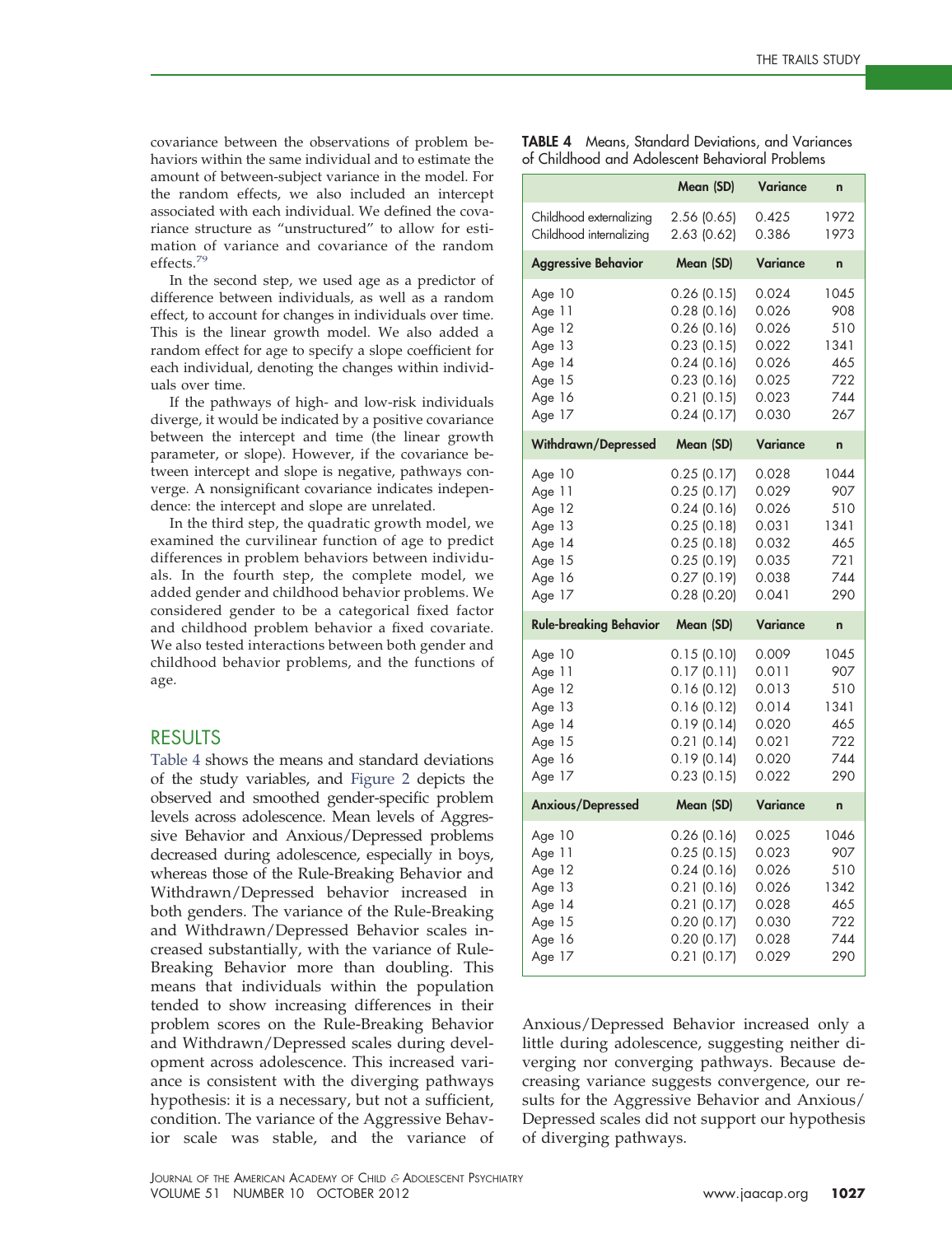covariance between the observations of problem behaviors within the same individual and to estimate the amount of between-subject variance in the model. For the random effects, we also included an intercept associated with each individual. We defined the covariance structure as "unstructured" to allow for estimation of variance and covariance of the random effects.[79]

In the second step, we used age as a predictor of difference between individuals, as well as a random effect, to account for changes in individuals over time. This is the linear growth model. We also added a random effect for age to specify a slope coefficient for each individual, denoting the changes within individuals over time.

If the pathways of high- and low-risk individuals diverge, it would be indicated by a positive covariance between the intercept and time (the linear growth parameter, or slope). However, if the covariance between intercept and slope is negative, pathways converge. A nonsignificant covariance indicates independence: the intercept and slope are unrelated.

In the third step, the quadratic growth model, we examined the curvilinear function of age to predict differences in problem behaviors between individuals. In the fourth step, the complete model, we added gender and childhood behavior problems. We considered gender to be a categorical fixed factor and childhood problem behavior a fixed covariate. We also tested interactions between both gender and childhood behavior problems, and the functions of age.

## RESULTS

Table 4 shows the means and standard deviations of the study variables, and Figure 2 depicts the observed and smoothed gender-specific problem levels across adolescence. Mean levels of Aggressive Behavior and Anxious/Depressed problems decreased during adolescence, especially in boys, whereas those of the Rule-Breaking Behavior and Withdrawn/Depressed behavior increased in both genders. The variance of the Rule-Breaking and Withdrawn/Depressed Behavior scales increased substantially, with the variance of Rule-Breaking Behavior more than doubling. This means that individuals within the population tended to show increasing differences in their problem scores on the Rule-Breaking Behavior and Withdrawn/Depressed scales during development across adolescence. This increased variance is consistent with the diverging pathways hypothesis: it is a necessary, but not a sufficient, condition. The variance of the Aggressive Behavior scale was stable, and the variance of Anxious/Depressed Behavior increased only a little during adolescence, suggesting neither diverging nor converging pathways. Because decreasing variance suggests convergence, our results for the Aggressive Behavior and Anxious/Depressed scales did not support our hypothesis of diverging pathways.

**TABLE 4** Means, Standard Deviations, and Variances of Childhood and Adolescent Behavioral Problems

| | Mean (SD) | Variance | n |
|---|---|---|---|
| Childhood externalizing | 2.56 (0.65) | 0.425 | 1972 |
| Childhood internalizing | 2.63 (0.62) | 0.386 | 1973 |
| **Aggressive Behavior** | **Mean (SD)** | **Variance** | **n** |
| Age 10 | 0.26 (0.15) | 0.024 | 1045 |
| Age 11 | 0.28 (0.16) | 0.026 | 908 |
| Age 12 | 0.26 (0.16) | 0.026 | 510 |
| Age 13 | 0.23 (0.15) | 0.022 | 1341 |
| Age 14 | 0.24 (0.16) | 0.026 | 465 |
| Age 15 | 0.23 (0.16) | 0.025 | 722 |
| Age 16 | 0.21 (0.15) | 0.023 | 744 |
| Age 17 | 0.24 (0.17) | 0.030 | 267 |
| **Withdrawn/Depressed** | **Mean (SD)** | **Variance** | **n** |
| Age 10 | 0.25 (0.17) | 0.028 | 1044 |
| Age 11 | 0.25 (0.17) | 0.029 | 907 |
| Age 12 | 0.24 (0.16) | 0.026 | 510 |
| Age 13 | 0.25 (0.18) | 0.031 | 1341 |
| Age 14 | 0.25 (0.18) | 0.032 | 465 |
| Age 15 | 0.25 (0.19) | 0.035 | 721 |
| Age 16 | 0.27 (0.19) | 0.038 | 744 |
| Age 17 | 0.28 (0.20) | 0.041 | 290 |
| **Rule-breaking Behavior** | **Mean (SD)** | **Variance** | **n** |
| Age 10 | 0.15 (0.10) | 0.009 | 1045 |
| Age 11 | 0.17 (0.11) | 0.011 | 907 |
| Age 12 | 0.16 (0.12) | 0.013 | 510 |
| Age 13 | 0.16 (0.12) | 0.014 | 1341 |
| Age 14 | 0.19 (0.14) | 0.020 | 465 |
| Age 15 | 0.21 (0.14) | 0.021 | 722 |
| Age 16 | 0.19 (0.14) | 0.020 | 744 |
| Age 17 | 0.23 (0.15) | 0.022 | 290 |
| **Anxious/Depressed** | **Mean (SD)** | **Variance** | **n** |
| Age 10 | 0.26 (0.16) | 0.025 | 1046 |
| Age 11 | 0.25 (0.15) | 0.023 | 907 |
| Age 12 | 0.24 (0.16) | 0.026 | 510 |
| Age 13 | 0.21 (0.16) | 0.026 | 1342 |
| Age 14 | 0.21 (0.17) | 0.028 | 465 |
| Age 15 | 0.20 (0.17) | 0.030 | 722 |
| Age 16 | 0.20 (0.17) | 0.028 | 744 |
| Age 17 | 0.21 (0.17) | 0.029 | 290 |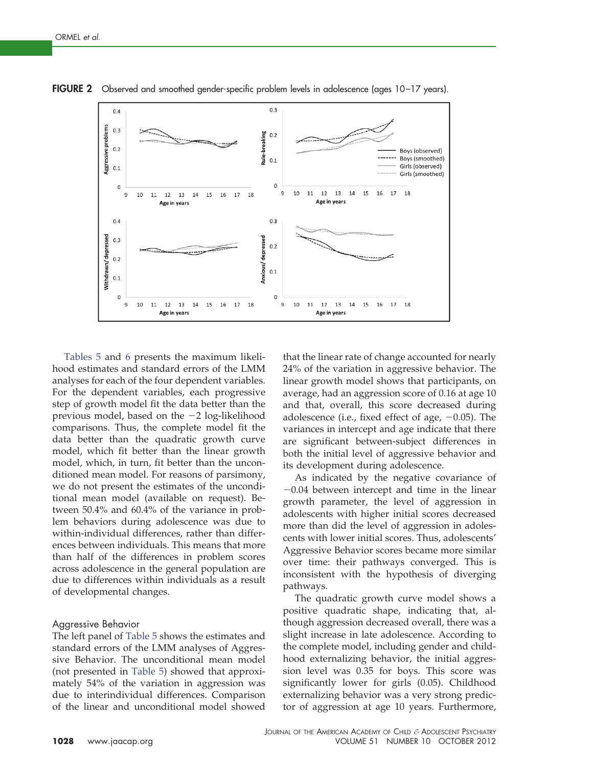**FIGURE 2** Observed and smoothed gender-specific problem levels in adolescence (ages 10–17 years).

Tables 5 and 6 presents the maximum likelihood estimates and standard errors of the LMM analyses for each of the four dependent variables. For the dependent variables, each progressive step of growth model fit the data better than the previous model, based on the −2 log-likelihood comparisons. Thus, the complete model fit the data better than the quadratic growth curve model, which fit better than the linear growth model, which, in turn, fit better than the unconditioned mean model. For reasons of parsimony, we do not present the estimates of the unconditional mean model (available on request). Between 50.4% and 60.4% of the variance in problem behaviors during adolescence was due to within-individual differences, rather than differences between individuals. This means that more than half of the differences in problem scores across adolescence in the general population are due to differences within individuals as a result of developmental changes.

### Aggressive Behavior

The left panel of Table 5 shows the estimates and standard errors of the LMM analyses of Aggressive Behavior. The unconditional mean model (not presented in Table 5) showed that approximately 54% of the variation in aggression was due to interindividual differences. Comparison of the linear and unconditional model showed that the linear rate of change accounted for nearly 24% of the variation in aggressive behavior. The linear growth model shows that participants, on average, had an aggression score of 0.16 at age 10 and that, overall, this score decreased during adolescence (i.e., fixed effect of age, −0.05). The variances in intercept and age indicate that there are significant between-subject differences in both the initial level of aggressive behavior and its development during adolescence.

As indicated by the negative covariance of −0.04 between intercept and time in the linear growth parameter, the level of aggression in adolescents with higher initial scores decreased more than did the level of aggression in adolescents with lower initial scores. Thus, adolescents' Aggressive Behavior scores became more similar over time: their pathways converged. This is inconsistent with the hypothesis of diverging pathways.

The quadratic growth curve model shows a positive quadratic shape, indicating that, although aggression decreased overall, there was a slight increase in late adolescence. According to the complete model, including gender and childhood externalizing behavior, the initial aggression level was 0.35 for boys. This score was significantly lower for girls (0.05). Childhood externalizing behavior was a very strong predictor of aggression at age 10 years. Furthermore,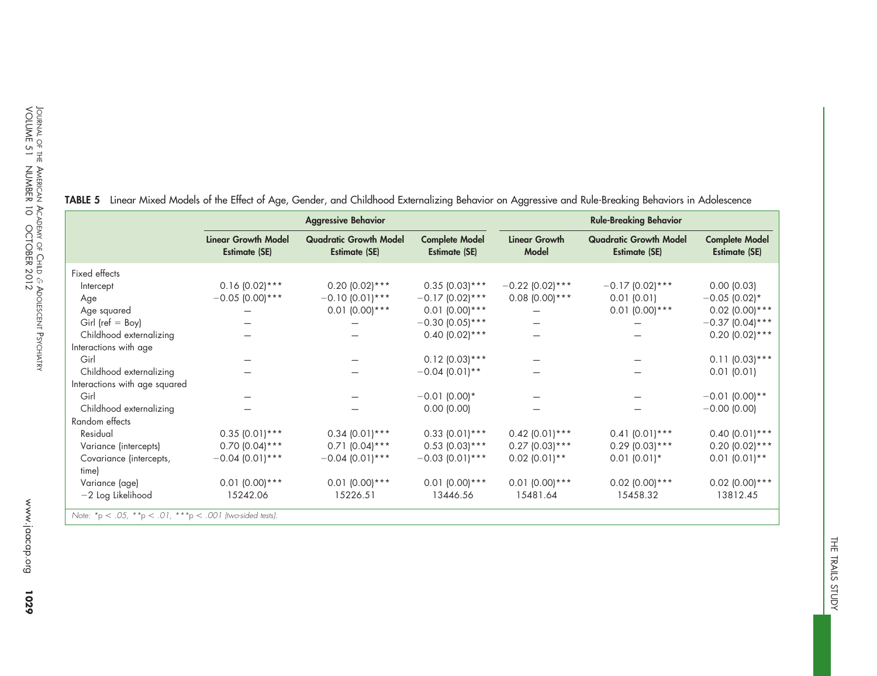**TABLE 5** Linear Mixed Models of the Effect of Age, Gender, and Childhood Externalizing Behavior on Aggressive and Rule-Breaking Behaviors in Adolescence

| | Aggressive Behavior | | | Rule-Breaking Behavior | | |
|---|---|---|---|---|---|---|
| | Linear Growth Model Estimate (SE) | Quadratic Growth Model Estimate (SE) | Complete Model Estimate (SE) | Linear Growth Model | Quadratic Growth Model Estimate (SE) | Complete Model Estimate (SE) |
| Fixed effects | | | | | | |
| Intercept | 0.16 (0.02)*** | 0.20 (0.02)*** | 0.35 (0.03)*** | −0.22 (0.02)*** | −0.17 (0.02)*** | 0.00 (0.03) |
| Age | −0.05 (0.00)*** | −0.10 (0.01)*** | −0.17 (0.02)*** | 0.08 (0.00)*** | 0.01 (0.01) | −0.05 (0.02)* |
| Age squared | — | 0.01 (0.00)*** | 0.01 (0.00)*** | — | 0.01 (0.00)*** | 0.02 (0.00)*** |
| Girl (ref = Boy) | — | — | −0.30 (0.05)*** | — | — | −0.37 (0.04)*** |
| Childhood externalizing | — | — | 0.40 (0.02)*** | — | — | 0.20 (0.02)*** |
| Interactions with age | | | | | | |
| Girl | — | — | 0.12 (0.03)*** | — | — | 0.11 (0.03)*** |
| Childhood externalizing | — | — | −0.04 (0.01)** | — | — | 0.01 (0.01) |
| Interactions with age squared | | | | | | |
| Girl | — | — | −0.01 (0.00)* | — | — | −0.01 (0.00)** |
| Childhood externalizing | — | — | 0.00 (0.00) | — | — | −0.00 (0.00) |
| Random effects | | | | | | |
| Residual | 0.35 (0.01)*** | 0.34 (0.01)*** | 0.33 (0.01)*** | 0.42 (0.01)*** | 0.41 (0.01)*** | 0.40 (0.01)*** |
| Variance (intercepts) | 0.70 (0.04)*** | 0.71 (0.04)*** | 0.53 (0.03)*** | 0.27 (0.03)*** | 0.29 (0.03)*** | 0.20 (0.02)*** |
| Covariance (intercepts, time) | −0.04 (0.01)*** | −0.04 (0.01)*** | −0.03 (0.01)*** | 0.02 (0.01)** | 0.01 (0.01)* | 0.01 (0.01)** |
| Variance (age) | 0.01 (0.00)*** | 0.01 (0.00)*** | 0.01 (0.00)*** | 0.01 (0.00)*** | 0.02 (0.00)*** | 0.02 (0.00)*** |
| −2 Log Likelihood | 15242.06 | 15226.51 | 13446.56 | 15481.64 | 15458.32 | 13812.45 |

*Note:* $^{*}p < .05$, $^{**}p < .01$, $^{***}p < .001$ (two-sided tests).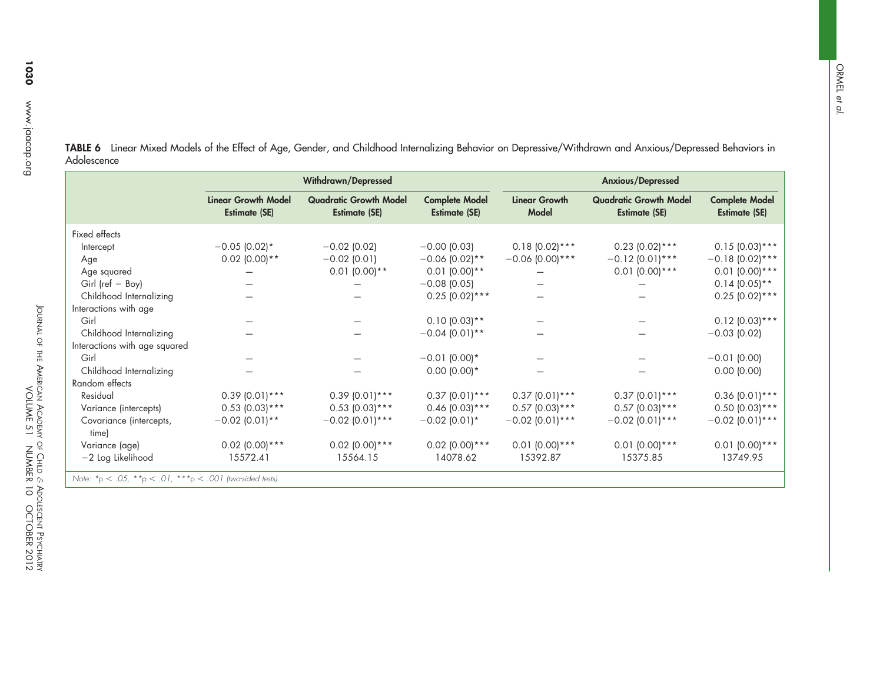**TABLE 6** Linear Mixed Models of the Effect of Age, Gender, and Childhood Internalizing Behavior on Depressive/Withdrawn and Anxious/Depressed Behaviors in Adolescence

| | Withdrawn/Depressed | | | Anxious/Depressed | | |
|---|---|---|---|---|---|---|
| | Linear Growth Model Estimate (SE) | Quadratic Growth Model Estimate (SE) | Complete Model Estimate (SE) | Linear Growth Model | Quadratic Growth Model Estimate (SE) | Complete Model Estimate (SE) |
| Fixed effects | | | | | | |
| Intercept | −0.05 (0.02)* | −0.02 (0.02) | −0.00 (0.03) | 0.18 (0.02)*** | 0.23 (0.02)*** | 0.15 (0.03)*** |
| Age | 0.02 (0.00)** | −0.02 (0.01) | −0.06 (0.02)** | −0.06 (0.00)*** | −0.12 (0.01)*** | −0.18 (0.02)*** |
| Age squared | – | 0.01 (0.00)** | 0.01 (0.00)** | – | 0.01 (0.00)*** | 0.01 (0.00)*** |
| Girl (ref = Boy) | – | – | −0.08 (0.05) | – | – | 0.14 (0.05)** |
| Childhood Internalizing | – | – | 0.25 (0.02)*** | – | – | 0.25 (0.02)*** |
| Interactions with age | | | | | | |
| Girl | – | – | 0.10 (0.03)** | – | – | 0.12 (0.03)*** |
| Childhood Internalizing | – | – | −0.04 (0.01)** | – | – | −0.03 (0.02) |
| Interactions with age squared | | | | | | |
| Girl | – | – | −0.01 (0.00)* | – | – | −0.01 (0.00) |
| Childhood Internalizing | – | – | 0.00 (0.00)* | – | – | 0.00 (0.00) |
| Random effects | | | | | | |
| Residual | 0.39 (0.01)*** | 0.39 (0.01)*** | 0.37 (0.01)*** | 0.37 (0.01)*** | 0.37 (0.01)*** | 0.36 (0.01)*** |
| Variance (intercepts) | 0.53 (0.03)*** | 0.53 (0.03)*** | 0.46 (0.03)*** | 0.57 (0.03)*** | 0.57 (0.03)*** | 0.50 (0.03)*** |
| Covariance (intercepts, time) | −0.02 (0.01)** | −0.02 (0.01)*** | −0.02 (0.01)* | −0.02 (0.01)*** | −0.02 (0.01)*** | −0.02 (0.01)*** |
| Variance (age) | 0.02 (0.00)*** | 0.02 (0.00)*** | 0.02 (0.00)*** | 0.01 (0.00)*** | 0.01 (0.00)*** | 0.01 (0.00)*** |
| −2 Log Likelihood | 15572.41 | 15564.15 | 14078.62 | 15392.87 | 15375.85 | 13749.95 |

*Note:* \*$p < .05$, \*\*$p < .01$, \*\*\*$p < .001$ (two-sided tests).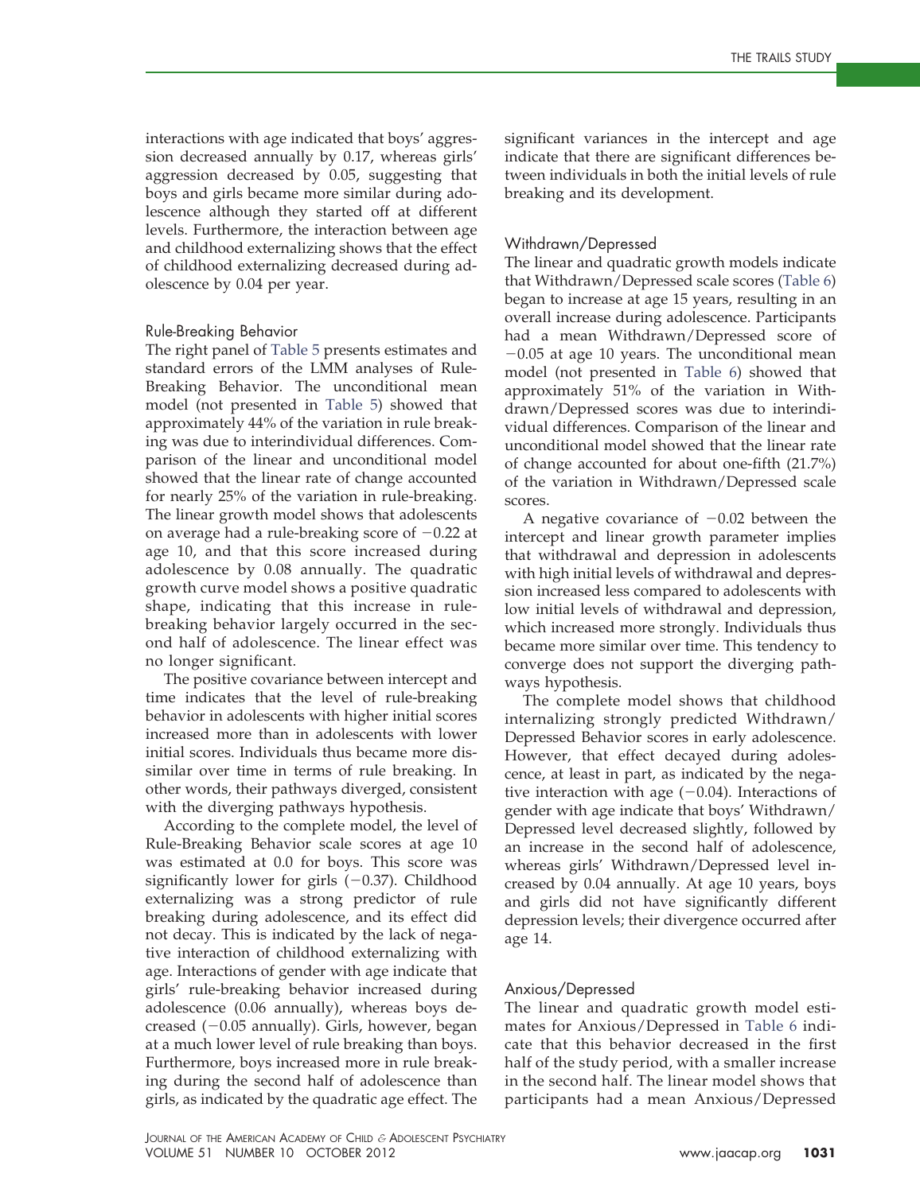interactions with age indicated that boys' aggression decreased annually by 0.17, whereas girls' aggression decreased by 0.05, suggesting that boys and girls became more similar during adolescence although they started off at different levels. Furthermore, the interaction between age and childhood externalizing shows that the effect of childhood externalizing decreased during adolescence by 0.04 per year.

### Rule-Breaking Behavior

The right panel of Table 5 presents estimates and standard errors of the LMM analyses of Rule-Breaking Behavior. The unconditional mean model (not presented in Table 5) showed that approximately 44% of the variation in rule breaking was due to interindividual differences. Comparison of the linear and unconditional model showed that the linear rate of change accounted for nearly 25% of the variation in rule-breaking. The linear growth model shows that adolescents on average had a rule-breaking score of −0.22 at age 10, and that this score increased during adolescence by 0.08 annually. The quadratic growth curve model shows a positive quadratic shape, indicating that this increase in rule-breaking behavior largely occurred in the second half of adolescence. The linear effect was no longer significant.

The positive covariance between intercept and time indicates that the level of rule-breaking behavior in adolescents with higher initial scores increased more than in adolescents with lower initial scores. Individuals thus became more dissimilar over time in terms of rule breaking. In other words, their pathways diverged, consistent with the diverging pathways hypothesis.

According to the complete model, the level of Rule-Breaking Behavior scale scores at age 10 was estimated at 0.0 for boys. This score was significantly lower for girls (−0.37). Childhood externalizing was a strong predictor of rule breaking during adolescence, and its effect did not decay. This is indicated by the lack of negative interaction of childhood externalizing with age. Interactions of gender with age indicate that girls' rule-breaking behavior increased during adolescence (0.06 annually), whereas boys decreased (−0.05 annually). Girls, however, began at a much lower level of rule breaking than boys. Furthermore, boys increased more in rule breaking during the second half of adolescence than girls, as indicated by the quadratic age effect. The significant variances in the intercept and age indicate that there are significant differences between individuals in both the initial levels of rule breaking and its development.

### Withdrawn/Depressed

The linear and quadratic growth models indicate that Withdrawn/Depressed scale scores (Table 6) began to increase at age 15 years, resulting in an overall increase during adolescence. Participants had a mean Withdrawn/Depressed score of −0.05 at age 10 years. The unconditional mean model (not presented in Table 6) showed that approximately 51% of the variation in Withdrawn/Depressed scores was due to interindividual differences. Comparison of the linear and unconditional model showed that the linear rate of change accounted for about one-fifth (21.7%) of the variation in Withdrawn/Depressed scale scores.

A negative covariance of −0.02 between the intercept and linear growth parameter implies that withdrawal and depression in adolescents with high initial levels of withdrawal and depression increased less compared to adolescents with low initial levels of withdrawal and depression, which increased more strongly. Individuals thus became more similar over time. This tendency to converge does not support the diverging pathways hypothesis.

The complete model shows that childhood internalizing strongly predicted Withdrawn/Depressed Behavior scores in early adolescence. However, that effect decayed during adolescence, at least in part, as indicated by the negative interaction with age (−0.04). Interactions of gender with age indicate that boys' Withdrawn/Depressed level decreased slightly, followed by an increase in the second half of adolescence, whereas girls' Withdrawn/Depressed level increased by 0.04 annually. At age 10 years, boys and girls did not have significantly different depression levels; their divergence occurred after age 14.

### Anxious/Depressed

The linear and quadratic growth model estimates for Anxious/Depressed in Table 6 indicate that this behavior decreased in the first half of the study period, with a smaller increase in the second half. The linear model shows that participants had a mean Anxious/Depressed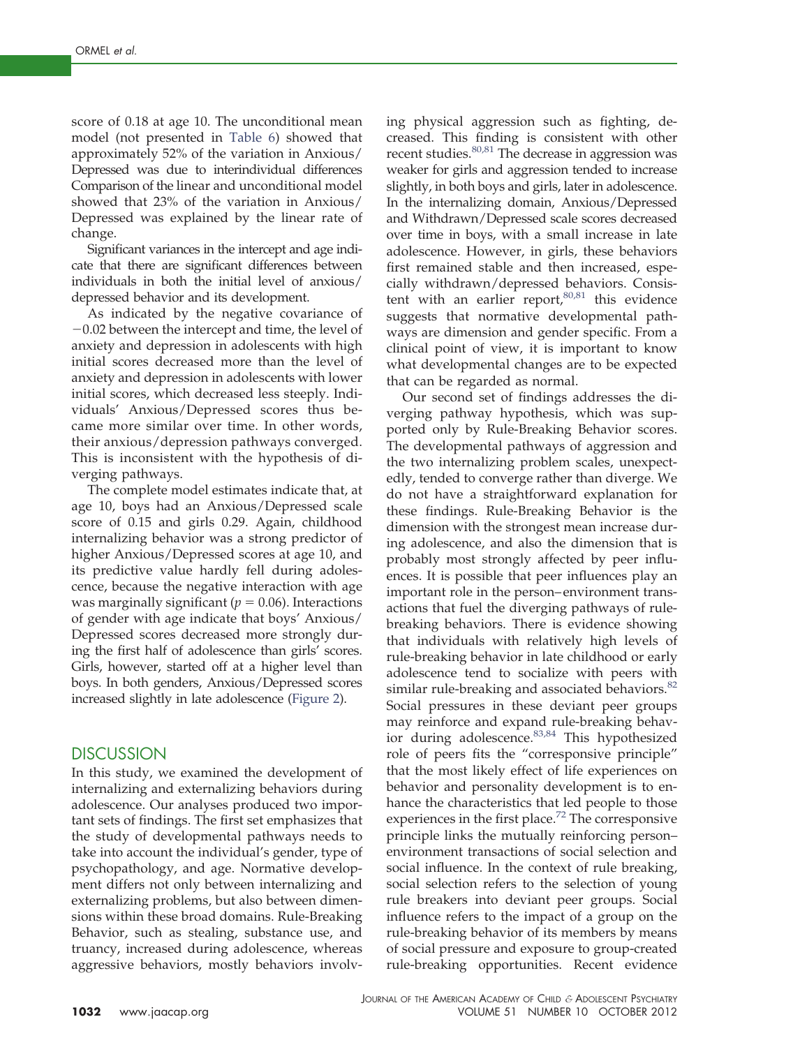score of 0.18 at age 10. The unconditional mean model (not presented in Table 6) showed that approximately 52% of the variation in Anxious/Depressed was due to interindividual differences Comparison of the linear and unconditional model showed that 23% of the variation in Anxious/Depressed was explained by the linear rate of change.

Significant variances in the intercept and age indicate that there are significant differences between individuals in both the initial level of anxious/depressed behavior and its development.

As indicated by the negative covariance of −0.02 between the intercept and time, the level of anxiety and depression in adolescents with high initial scores decreased more than the level of anxiety and depression in adolescents with lower initial scores, which decreased less steeply. Individuals' Anxious/Depressed scores thus became more similar over time. In other words, their anxious/depression pathways converged. This is inconsistent with the hypothesis of diverging pathways.

The complete model estimates indicate that, at age 10, boys had an Anxious/Depressed scale score of 0.15 and girls 0.29. Again, childhood internalizing behavior was a strong predictor of higher Anxious/Depressed scores at age 10, and its predictive value hardly fell during adolescence, because the negative interaction with age was marginally significant ($p = 0.06$). Interactions of gender with age indicate that boys' Anxious/Depressed scores decreased more strongly during the first half of adolescence than girls' scores. Girls, however, started off at a higher level than boys. In both genders, Anxious/Depressed scores increased slightly in late adolescence (Figure 2).

## DISCUSSION

In this study, we examined the development of internalizing and externalizing behaviors during adolescence. Our analyses produced two important sets of findings. The first set emphasizes that the study of developmental pathways needs to take into account the individual's gender, type of psychopathology, and age. Normative development differs not only between internalizing and externalizing problems, but also between dimensions within these broad domains. Rule-Breaking Behavior, such as stealing, substance use, and truancy, increased during adolescence, whereas aggressive behaviors, mostly behaviors involving physical aggression such as fighting, decreased. This finding is consistent with other recent studies.[80,81] The decrease in aggression was weaker for girls and aggression tended to increase slightly, in both boys and girls, later in adolescence. In the internalizing domain, Anxious/Depressed and Withdrawn/Depressed scale scores decreased over time in boys, with a small increase in late adolescence. However, in girls, these behaviors first remained stable and then increased, especially withdrawn/depressed behaviors. Consistent with an earlier report,[80,81] this evidence suggests that normative developmental pathways are dimension and gender specific. From a clinical point of view, it is important to know what developmental changes are to be expected that can be regarded as normal.

Our second set of findings addresses the diverging pathway hypothesis, which was supported only by Rule-Breaking Behavior scores. The developmental pathways of aggression and the two internalizing problem scales, unexpectedly, tended to converge rather than diverge. We do not have a straightforward explanation for these findings. Rule-Breaking Behavior is the dimension with the strongest mean increase during adolescence, and also the dimension that is probably most strongly affected by peer influences. It is possible that peer influences play an important role in the person–environment transactions that fuel the diverging pathways of rule-breaking behaviors. There is evidence showing that individuals with relatively high levels of rule-breaking behavior in late childhood or early adolescence tend to socialize with peers with similar rule-breaking and associated behaviors.[82] Social pressures in these deviant peer groups may reinforce and expand rule-breaking behavior during adolescence.[83,84] This hypothesized role of peers fits the "corresponsive principle" that the most likely effect of life experiences on behavior and personality development is to enhance the characteristics that led people to those experiences in the first place.[72] The corresponsive principle links the mutually reinforcing person–environment transactions of social selection and social influence. In the context of rule breaking, social selection refers to the selection of young rule breakers into deviant peer groups. Social influence refers to the impact of a group on the rule-breaking behavior of its members by means of social pressure and exposure to group-created rule-breaking opportunities. Recent evidence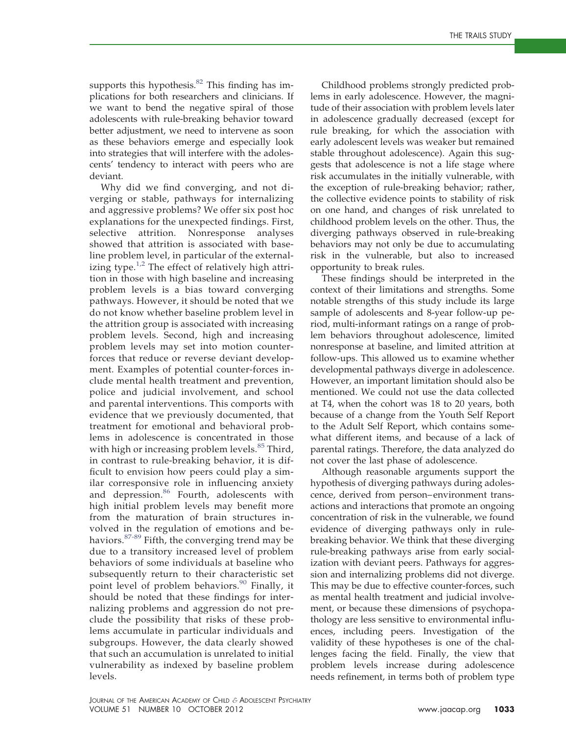supports this hypothesis.[82] This finding has implications for both researchers and clinicians. If we want to bend the negative spiral of those adolescents with rule-breaking behavior toward better adjustment, we need to intervene as soon as these behaviors emerge and especially look into strategies that will interfere with the adolescents' tendency to interact with peers who are deviant.

Why did we find converging, and not diverging or stable, pathways for internalizing and aggressive problems? We offer six post hoc explanations for the unexpected findings. First, selective attrition. Nonresponse analyses showed that attrition is associated with baseline problem level, in particular of the externalizing type.[1,2] The effect of relatively high attrition in those with high baseline and increasing problem levels is a bias toward converging pathways. However, it should be noted that we do not know whether baseline problem level in the attrition group is associated with increasing problem levels. Second, high and increasing problem levels may set into motion counterforces that reduce or reverse deviant development. Examples of potential counter-forces include mental health treatment and prevention, police and judicial involvement, and school and parental interventions. This comports with evidence that we previously documented, that treatment for emotional and behavioral problems in adolescence is concentrated in those with high or increasing problem levels.[85] Third, in contrast to rule-breaking behavior, it is difficult to envision how peers could play a similar corresponsive role in influencing anxiety and depression.[86] Fourth, adolescents with high initial problem levels may benefit more from the maturation of brain structures involved in the regulation of emotions and behaviors.[87-89] Fifth, the converging trend may be due to a transitory increased level of problem behaviors of some individuals at baseline who subsequently return to their characteristic set point level of problem behaviors.[90] Finally, it should be noted that these findings for internalizing problems and aggression do not preclude the possibility that risks of these problems accumulate in particular individuals and subgroups. However, the data clearly showed that such an accumulation is unrelated to initial vulnerability as indexed by baseline problem levels.

Childhood problems strongly predicted problems in early adolescence. However, the magnitude of their association with problem levels later in adolescence gradually decreased (except for rule breaking, for which the association with early adolescent levels was weaker but remained stable throughout adolescence). Again this suggests that adolescence is not a life stage where risk accumulates in the initially vulnerable, with the exception of rule-breaking behavior; rather, the collective evidence points to stability of risk on one hand, and changes of risk unrelated to childhood problem levels on the other. Thus, the diverging pathways observed in rule-breaking behaviors may not only be due to accumulating risk in the vulnerable, but also to increased opportunity to break rules.

These findings should be interpreted in the context of their limitations and strengths. Some notable strengths of this study include its large sample of adolescents and 8-year follow-up period, multi-informant ratings on a range of problem behaviors throughout adolescence, limited nonresponse at baseline, and limited attrition at follow-ups. This allowed us to examine whether developmental pathways diverge in adolescence. However, an important limitation should also be mentioned. We could not use the data collected at T4, when the cohort was 18 to 20 years, both because of a change from the Youth Self Report to the Adult Self Report, which contains somewhat different items, and because of a lack of parental ratings. Therefore, the data analyzed do not cover the last phase of adolescence.

Although reasonable arguments support the hypothesis of diverging pathways during adolescence, derived from person–environment transactions and interactions that promote an ongoing concentration of risk in the vulnerable, we found evidence of diverging pathways only in rule-breaking behavior. We think that these diverging rule-breaking pathways arise from early socialization with deviant peers. Pathways for aggression and internalizing problems did not diverge. This may be due to effective counter-forces, such as mental health treatment and judicial involvement, or because these dimensions of psychopathology are less sensitive to environmental influences, including peers. Investigation of the validity of these hypotheses is one of the challenges facing the field. Finally, the view that problem levels increase during adolescence needs refinement, in terms both of problem type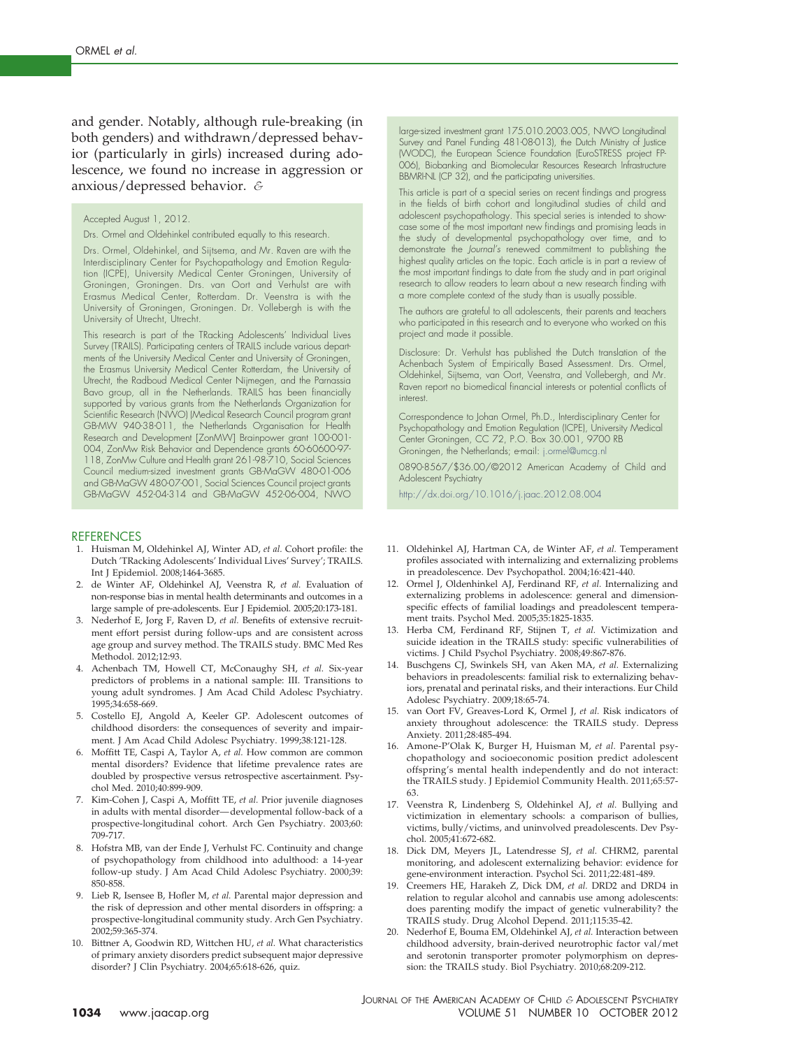and gender. Notably, although rule-breaking (in both genders) and withdrawn/depressed behavior (particularly in girls) increased during adolescence, we found no increase in aggression or anxious/depressed behavior. &

Accepted August 1, 2012.

Drs. Ormel and Oldehinkel contributed equally to this research.

Drs. Ormel, Oldehinkel, and Sijtsema, and Mr. Raven are with the Interdisciplinary Center for Psychopathology and Emotion Regulation (ICPE), University Medical Center Groningen, University of Groningen, Groningen. Drs. van Oort and Verhulst are with Erasmus Medical Center, Rotterdam. Dr. Veenstra is with the University of Groningen, Groningen. Dr. Vollebergh is with the University of Utrecht, Utrecht.

This research is part of the TRacking Adolescents' Individual Lives Survey (TRAILS). Participating centers of TRAILS include various departments of the University Medical Center and University of Groningen, the Erasmus University Medical Center Rotterdam, the University of Utrecht, the Radboud Medical Center Nijmegen, and the Parnassia Bavo group, all in the Netherlands. TRAILS has been financially supported by various grants from the Netherlands Organization for Scientific Research (NWO) (Medical Research Council program grant GB-MW 940-38-011, the Netherlands Organisation for Health Research and Development [ZonMW] Brainpower grant 100-001-004, ZonMw Risk Behavior and Dependence grants 60-60600-97-118, ZonMw Culture and Health grant 261-98-710, Social Sciences Council medium-sized investment grants GB-MaGW 480-01-006 and GB-MaGW 480-07-001, Social Sciences Council project grants GB-MaGW 452-04-314 and GB-MaGW 452-06-004, NWO large-sized investment grant 175.010.2003.005, NWO Longitudinal Survey and Panel Funding 481-08-013), the Dutch Ministry of Justice (WODC), the European Science Foundation (EuroSTRESS project FP-006), Biobanking and Biomolecular Resources Research Infrastructure BBMRI-NL (CP 32), and the participating universities.

This article is part of a special series on recent findings and progress in the fields of birth cohort and longitudinal studies of child and adolescent psychopathology. This special series is intended to showcase some of the most important new findings and promising leads in the study of developmental psychopathology over time, and to demonstrate the *Journal's* renewed commitment to publishing the highest quality articles on the topic. Each article is in part a review of the most important findings to date from the study and in part original research to allow readers to learn about a new research finding with a more complete context of the study than is usually possible.

The authors are grateful to all adolescents, their parents and teachers who participated in this research and to everyone who worked on this project and made it possible.

Disclosure: Dr. Verhulst has published the Dutch translation of the Achenbach System of Empirically Based Assessment. Drs. Ormel, Oldehinkel, Sijtsema, van Oort, Veenstra, and Vollebergh, and Mr. Raven report no biomedical financial interests or potential conflicts of interest.

Correspondence to Johan Ormel, Ph.D., Interdisciplinary Center for Psychopathology and Emotion Regulation (ICPE), University Medical Center Groningen, CC 72, P.O. Box 30.001, 9700 RB Groningen, the Netherlands; e-mail: j.ormel@umcg.nl

0890-8567/$36.00/©2012 American Academy of Child and Adolescent Psychiatry

http://dx.doi.org/10.1016/j.jaac.2012.08.004

## REFERENCES

1. Huisman M, Oldehinkel AJ, Winter AD, *et al.* Cohort profile: the Dutch 'TRacking Adolescents' Individual Lives' Survey'; TRAILS. Int J Epidemiol. 2008;1464-3685.
2. de Winter AF, Oldehinkel AJ, Veenstra R, *et al.* Evaluation of non-response bias in mental health determinants and outcomes in a large sample of pre-adolescents. Eur J Epidemiol. 2005;20:173-181.
3. Nederhof E, Jorg F, Raven D, *et al.* Benefits of extensive recruitment effort persist during follow-ups and are consistent across age group and survey method. The TRAILS study. BMC Med Res Methodol. 2012;12:93.
4. Achenbach TM, Howell CT, McConaughy SH, *et al.* Six-year predictors of problems in a national sample: III. Transitions to young adult syndromes. J Am Acad Child Adolesc Psychiatry. 1995;34:658-669.
5. Costello EJ, Angold A, Keeler GP. Adolescent outcomes of childhood disorders: the consequences of severity and impairment. J Am Acad Child Adolesc Psychiatry. 1999;38:121-128.
6. Moffitt TE, Caspi A, Taylor A, *et al.* How common are common mental disorders? Evidence that lifetime prevalence rates are doubled by prospective versus retrospective ascertainment. Psychol Med. 2010;40:899-909.
7. Kim-Cohen J, Caspi A, Moffitt TE, *et al.* Prior juvenile diagnoses in adults with mental disorder—developmental follow-back of a prospective-longitudinal cohort. Arch Gen Psychiatry. 2003;60: 709-717.
8. Hofstra MB, van der Ende J, Verhulst FC. Continuity and change of psychopathology from childhood into adulthood: a 14-year follow-up study. J Am Acad Child Adolesc Psychiatry. 2000;39: 850-858.
9. Lieb R, Isensee B, Hofler M, *et al.* Parental major depression and the risk of depression and other mental disorders in offspring: a prospective-longitudinal community study. Arch Gen Psychiatry. 2002;59:365-374.
10. Bittner A, Goodwin RD, Wittchen HU, *et al.* What characteristics of primary anxiety disorders predict subsequent major depressive disorder? J Clin Psychiatry. 2004;65:618-626, quiz.
11. Oldehinkel AJ, Hartman CA, de Winter AF, *et al.* Temperament profiles associated with internalizing and externalizing problems in preadolescence. Dev Psychopathol. 2004;16:421-440.
12. Ormel J, Oldenhinkel AJ, Ferdinand RF, *et al.* Internalizing and externalizing problems in adolescence: general and dimension-specific effects of familial loadings and preadolescent temperament traits. Psychol Med. 2005;35:1825-1835.
13. Herba CM, Ferdinand RF, Stijnen T, *et al.* Victimization and suicide ideation in the TRAILS study: specific vulnerabilities of victims. J Child Psychol Psychiatry. 2008;49:867-876.
14. Buschgens CJ, Swinkels SH, van Aken MA, *et al.* Externalizing behaviors in preadolescents: familial risk to externalizing behaviors, prenatal and perinatal risks, and their interactions. Eur Child Adolesc Psychiatry. 2009;18:65-74.
15. van Oort FV, Greaves-Lord K, Ormel J, *et al.* Risk indicators of anxiety throughout adolescence: the TRAILS study. Depress Anxiety. 2011;28:485-494.
16. Amone-P'Olak K, Burger H, Huisman M, *et al.* Parental psychopathology and socioeconomic position predict adolescent offspring's mental health independently and do not interact: the TRAILS study. J Epidemiol Community Health. 2011;65:57-63.
17. Veenstra R, Lindenberg S, Oldehinkel AJ, *et al.* Bullying and victimization in elementary schools: a comparison of bullies, victims, bully/victims, and uninvolved preadolescents. Dev Psychol. 2005;41:672-682.
18. Dick DM, Meyers JL, Latendresse SJ, *et al.* CHRM2, parental monitoring, and adolescent externalizing behavior: evidence for gene-environment interaction. Psychol Sci. 2011;22:481-489.
19. Creemers HE, Harakeh Z, Dick DM, *et al.* DRD2 and DRD4 in relation to regular alcohol and cannabis use among adolescents: does parenting modify the impact of genetic vulnerability? the TRAILS study. Drug Alcohol Depend. 2011;115:35-42.
20. Nederhof E, Bouma EM, Oldehinkel AJ, *et al.* Interaction between childhood adversity, brain-derived neurotrophic factor val/met and serotonin transporter promoter polymorphism on depression: the TRAILS study. Biol Psychiatry. 2010;68:209-212.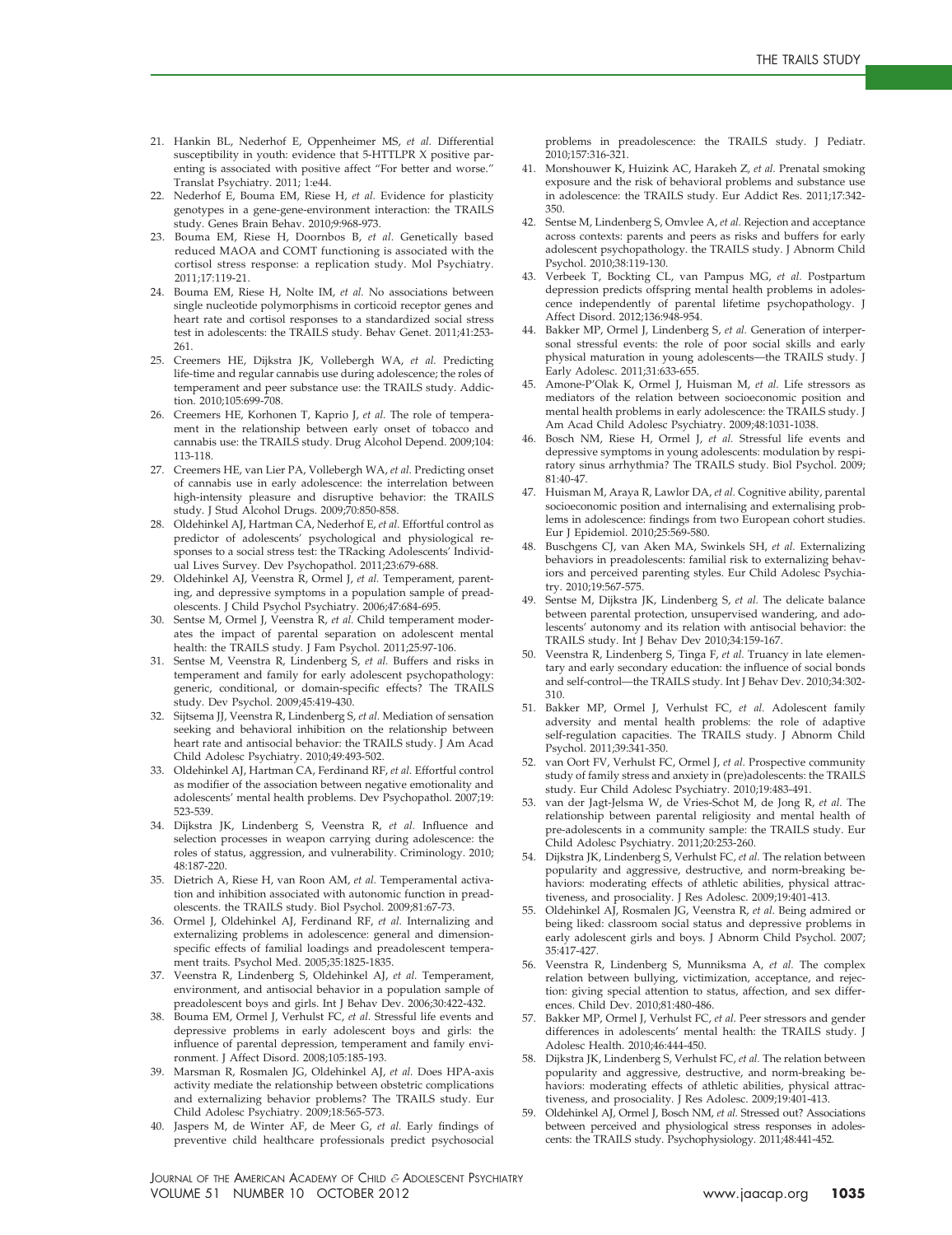21. Hankin BL, Nederhof E, Oppenheimer MS, *et al.* Differential susceptibility in youth: evidence that 5-HTTLPR X positive parenting is associated with positive affect "For better and worse." Translat Psychiatry. 2011; 1:e44.
22. Nederhof E, Bouma EM, Riese H, *et al.* Evidence for plasticity genotypes in a gene-gene-environment interaction: the TRAILS study. Genes Brain Behav. 2010;9:968-973.
23. Bouma EM, Riese H, Doornbos B, *et al.* Genetically based reduced MAOA and COMT functioning is associated with the cortisol stress response: a replication study. Mol Psychiatry. 2011;17:119-21.
24. Bouma EM, Riese H, Nolte IM, *et al.* No associations between single nucleotide polymorphisms in corticoid receptor genes and heart rate and cortisol responses to a standardized social stress test in adolescents: the TRAILS study. Behav Genet. 2011;41:253-261.
25. Creemers HE, Dijkstra JK, Vollebergh WA, *et al.* Predicting life-time and regular cannabis use during adolescence; the roles of temperament and peer substance use: the TRAILS study. Addiction. 2010;105:699-708.
26. Creemers HE, Korhonen T, Kaprio J, *et al.* The role of temperament in the relationship between early onset of tobacco and cannabis use: the TRAILS study. Drug Alcohol Depend. 2009;104: 113-118.
27. Creemers HE, van Lier PA, Vollebergh WA, *et al.* Predicting onset of cannabis use in early adolescence: the interrelation between high-intensity pleasure and disruptive behavior: the TRAILS study. J Stud Alcohol Drugs. 2009;70:850-858.
28. Oldehinkel AJ, Hartman CA, Nederhof E, *et al.* Effortful control as predictor of adolescents' psychological and physiological responses to a social stress test: the TRacking Adolescents' Individual Lives Survey. Dev Psychopathol. 2011;23:679-688.
29. Oldehinkel AJ, Veenstra R, Ormel J, *et al.* Temperament, parenting, and depressive symptoms in a population sample of preadolescents. J Child Psychol Psychiatry. 2006;47:684-695.
30. Sentse M, Ormel J, Veenstra R, *et al.* Child temperament moderates the impact of parental separation on adolescent mental health: the TRAILS study. J Fam Psychol. 2011;25:97-106.
31. Sentse M, Veenstra R, Lindenberg S, *et al.* Buffers and risks in temperament and family for early adolescent psychopathology: generic, conditional, or domain-specific effects? The TRAILS study. Dev Psychol. 2009;45:419-430.
32. Sijtsema JJ, Veenstra R, Lindenberg S, *et al.* Mediation of sensation seeking and behavioral inhibition on the relationship between heart rate and antisocial behavior: the TRAILS study. J Am Acad Child Adolesc Psychiatry. 2010;49:493-502.
33. Oldehinkel AJ, Hartman CA, Ferdinand RF, *et al.* Effortful control as modifier of the association between negative emotionality and adolescents' mental health problems. Dev Psychopathol. 2007;19: 523-539.
34. Dijkstra JK, Lindenberg S, Veenstra R, *et al.* Influence and selection processes in weapon carrying during adolescence: the roles of status, aggression, and vulnerability. Criminology. 2010; 48:187-220.
35. Dietrich A, Riese H, van Roon AM, *et al.* Temperamental activation and inhibition associated with autonomic function in preadolescents. the TRAILS study. Biol Psychol. 2009;81:67-73.
36. Ormel J, Oldehinkel AJ, Ferdinand RF, *et al.* Internalizing and externalizing problems in adolescence: general and dimension-specific effects of familial loadings and preadolescent temperament traits. Psychol Med. 2005;35:1825-1835.
37. Veenstra R, Lindenberg S, Oldehinkel AJ, *et al.* Temperament, environment, and antisocial behavior in a population sample of preadolescent boys and girls. Int J Behav Dev. 2006;30:422-432.
38. Bouma EM, Ormel J, Verhulst FC, *et al.* Stressful life events and depressive problems in early adolescent boys and girls: the influence of parental depression, temperament and family environment. J Affect Disord. 2008;105:185-193.
39. Marsman R, Rosmalen JG, Oldehinkel AJ, *et al.* Does HPA-axis activity mediate the relationship between obstetric complications and externalizing behavior problems? The TRAILS study. Eur Child Adolesc Psychiatry. 2009;18:565-573.
40. Jaspers M, de Winter AF, de Meer G, *et al.* Early findings of preventive child healthcare professionals predict psychosocial problems in preadolescence: the TRAILS study. J Pediatr. 2010;157:316-321.
41. Monshouwer K, Huizink AC, Harakeh Z, *et al.* Prenatal smoking exposure and the risk of behavioral problems and substance use in adolescence: the TRAILS study. Eur Addict Res. 2011;17:342-350.
42. Sentse M, Lindenberg S, Omvlee A, *et al.* Rejection and acceptance across contexts: parents and peers as risks and buffers for early adolescent psychopathology. the TRAILS study. J Abnorm Child Psychol. 2010;38:119-130.
43. Verbeek T, Bockting CL, van Pampus MG, *et al.* Postpartum depression predicts offspring mental health problems in adolescence independently of parental lifetime psychopathology. J Affect Disord. 2012;136:948-954.
44. Bakker MP, Ormel J, Lindenberg S, *et al.* Generation of interpersonal stressful events: the role of poor social skills and early physical maturation in young adolescents—the TRAILS study. J Early Adolesc. 2011;31:633-655.
45. Amone-P'Olak K, Ormel J, Huisman M, *et al.* Life stressors as mediators of the relation between socioeconomic position and mental health problems in early adolescence: the TRAILS study. J Am Acad Child Adolesc Psychiatry. 2009;48:1031-1038.
46. Bosch NM, Riese H, Ormel J, *et al.* Stressful life events and depressive symptoms in young adolescents: modulation by respiratory sinus arrhythmia? The TRAILS study. Biol Psychol. 2009; 81:40-47.
47. Huisman M, Araya R, Lawlor DA, *et al.* Cognitive ability, parental socioeconomic position and internalising and externalising problems in adolescence: findings from two European cohort studies. Eur J Epidemiol. 2010;25:569-580.
48. Buschgens CJ, van Aken MA, Swinkels SH, *et al.* Externalizing behaviors in preadolescents: familial risk to externalizing behaviors and perceived parenting styles. Eur Child Adolesc Psychiatry. 2010;19:567-575.
49. Sentse M, Dijkstra JK, Lindenberg S, *et al.* The delicate balance between parental protection, unsupervised wandering, and adolescents' autonomy and its relation with antisocial behavior: the TRAILS study. Int J Behav Dev 2010;34:159-167.
50. Veenstra R, Lindenberg S, Tinga F, *et al.* Truancy in late elementary and early secondary education: the influence of social bonds and self-control—the TRAILS study. Int J Behav Dev. 2010;34:302-310.
51. Bakker MP, Ormel J, Verhulst FC, *et al.* Adolescent family adversity and mental health problems: the role of adaptive self-regulation capacities. The TRAILS study. J Abnorm Child Psychol. 2011;39:341-350.
52. van Oort FV, Verhulst FC, Ormel J, *et al.* Prospective community study of family stress and anxiety in (pre)adolescents: the TRAILS study. Eur Child Adolesc Psychiatry. 2010;19:483-491.
53. van der Jagt-Jelsma W, de Vries-Schot M, de Jong R, *et al.* The relationship between parental religiosity and mental health of pre-adolescents in a community sample: the TRAILS study. Eur Child Adolesc Psychiatry. 2011;20:253-260.
54. Dijkstra JK, Lindenberg S, Verhulst FC, *et al.* The relation between popularity and aggressive, destructive, and norm-breaking behaviors: moderating effects of athletic abilities, physical attractiveness, and prosociality. J Res Adolesc. 2009;19:401-413.
55. Oldehinkel AJ, Rosmalen JG, Veenstra R, *et al.* Being admired or being liked: classroom social status and depressive problems in early adolescent girls and boys. J Abnorm Child Psychol. 2007; 35:417-427.
56. Veenstra R, Lindenberg S, Munniksma A, *et al.* The complex relation between bullying, victimization, acceptance, and rejection: giving special attention to status, affection, and sex differences. Child Dev. 2010;81:480-486.
57. Bakker MP, Ormel J, Verhulst FC, *et al.* Peer stressors and gender differences in adolescents' mental health: the TRAILS study. J Adolesc Health. 2010;46:444-450.
58. Dijkstra JK, Lindenberg S, Verhulst FC, *et al.* The relation between popularity and aggressive, destructive, and norm-breaking behaviors: moderating effects of athletic abilities, physical attractiveness, and prosociality. J Res Adolesc. 2009;19:401-413.
59. Oldehinkel AJ, Ormel J, Bosch NM, *et al.* Stressed out? Associations between perceived and physiological stress responses in adolescents: the TRAILS study. Psychophysiology. 2011;48:441-452.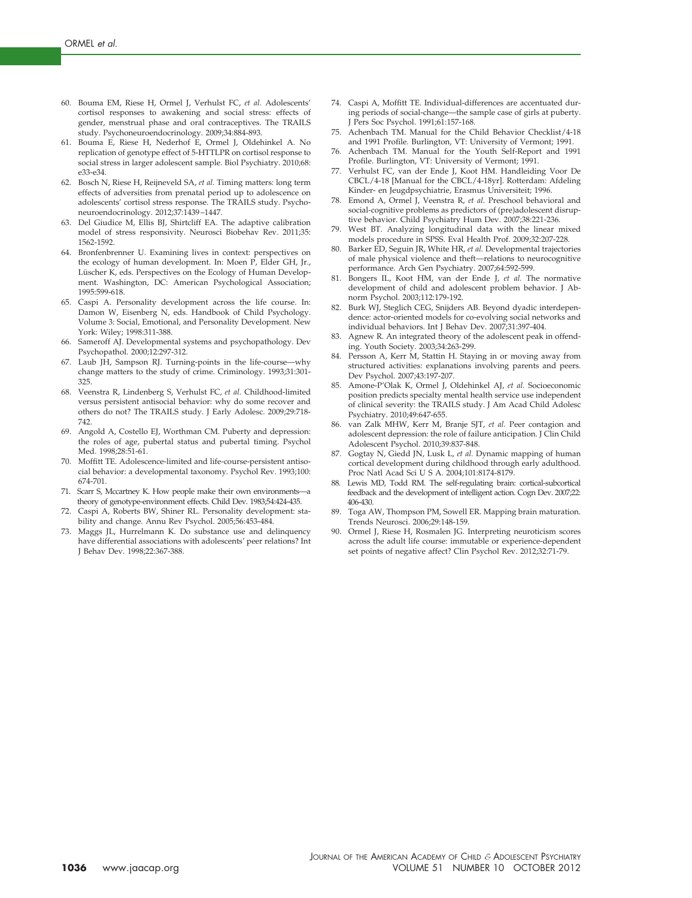60. Bouma EM, Riese H, Ormel J, Verhulst FC, *et al.* Adolescents' cortisol responses to awakening and social stress: effects of gender, menstrual phase and oral contraceptives. The TRAILS study. Psychoneuroendocrinology. 2009;34:884-893.
61. Bouma E, Riese H, Nederhof E, Ormel J, Oldehinkel A. No replication of genotype effect of 5-HTTLPR on cortisol response to social stress in larger adolescent sample. Biol Psychiatry. 2010;68: e33-e34.
62. Bosch N, Riese H, Reijneveld SA, *et al.* Timing matters: long term effects of adversities from prenatal period up to adolescence on adolescents' cortisol stress response. The TRAILS study. Psychoneuroendocrinology. 2012;37:1439–1447.
63. Del Giudice M, Ellis BJ, Shirtcliff EA. The adaptive calibration model of stress responsivity. Neurosci Biobehav Rev. 2011;35: 1562-1592.
64. Bronfenbrenner U. Examining lives in context: perspectives on the ecology of human development. In: Moen P, Elder GH, Jr., Lüscher K, eds. Perspectives on the Ecology of Human Development. Washington, DC: American Psychological Association; 1995:599-618.
65. Caspi A. Personality development across the life course. In: Damon W, Eisenberg N, eds. Handbook of Child Psychology. Volume 3: Social, Emotional, and Personality Development. New York: Wiley; 1998:311-388.
66. Sameroff AJ. Developmental systems and psychopathology. Dev Psychopathol. 2000;12:297-312.
67. Laub JH, Sampson RJ. Turning-points in the life-course—why change matters to the study of crime. Criminology. 1993;31:301-325.
68. Veenstra R, Lindenberg S, Verhulst FC, *et al.* Childhood-limited versus persistent antisocial behavior: why do some recover and others do not? The TRAILS study. J Early Adolesc. 2009;29:718-742.
69. Angold A, Costello EJ, Worthman CM. Puberty and depression: the roles of age, pubertal status and pubertal timing. Psychol Med. 1998;28:51-61.
70. Moffitt TE. Adolescence-limited and life-course-persistent antisocial behavior: a developmental taxonomy. Psychol Rev. 1993;100: 674-701.
71. Scarr S, Mccartney K. How people make their own environments—a theory of genotype-environment effects. Child Dev. 1983;54:424-435.
72. Caspi A, Roberts BW, Shiner RL. Personality development: stability and change. Annu Rev Psychol. 2005;56:453-484.
73. Maggs JL, Hurrelmann K. Do substance use and delinquency have differential associations with adolescents' peer relations? Int J Behav Dev. 1998;22:367-388.
74. Caspi A, Moffitt TE. Individual-differences are accentuated during periods of social-change—the sample case of girls at puberty. J Pers Soc Psychol. 1991;61:157-168.
75. Achenbach TM. Manual for the Child Behavior Checklist/4-18 and 1991 Profile. Burlington, VT: University of Vermont; 1991.
76. Achenbach TM. Manual for the Youth Self-Report and 1991 Profile. Burlington, VT: University of Vermont; 1991.
77. Verhulst FC, van der Ende J, Koot HM. Handleiding Voor De CBCL/4-18 [Manual for the CBCL/4-18yr]. Rotterdam: Afdeling Kinder- en Jeugdpsychiatrie, Erasmus Universiteit; 1996.
78. Emond A, Ormel J, Veenstra R, *et al.* Preschool behavioral and social-cognitive problems as predictors of (pre)adolescent disruptive behavior. Child Psychiatry Hum Dev. 2007;38:221-236.
79. West BT. Analyzing longitudinal data with the linear mixed models procedure in SPSS. Eval Health Prof. 2009;32:207-228.
80. Barker ED, Seguin JR, White HR, *et al.* Developmental trajectories of male physical violence and theft—relations to neurocognitive performance. Arch Gen Psychiatry. 2007;64:592-599.
81. Bongers IL, Koot HM, van der Ende J, *et al.* The normative development of child and adolescent problem behavior. J Abnorm Psychol. 2003;112:179-192.
82. Burk WJ, Steglich CEG, Snijders AB. Beyond dyadic interdependence: actor-oriented models for co-evolving social networks and individual behaviors. Int J Behav Dev. 2007;31:397-404.
83. Agnew R. An integrated theory of the adolescent peak in offending. Youth Society. 2003;34:263-299.
84. Persson A, Kerr M, Stattin H. Staying in or moving away from structured activities: explanations involving parents and peers. Dev Psychol. 2007;43:197-207.
85. Amone-P'Olak K, Ormel J, Oldehinkel AJ, *et al.* Socioeconomic position predicts specialty mental health service use independent of clinical severity: the TRAILS study. J Am Acad Child Adolesc Psychiatry. 2010;49:647-655.
86. van Zalk MHW, Kerr M, Branje SJT, *et al.* Peer contagion and adolescent depression: the role of failure anticipation. J Clin Child Adolescent Psychol. 2010;39:837-848.
87. Gogtay N, Giedd JN, Lusk L, *et al.* Dynamic mapping of human cortical development during childhood through early adulthood. Proc Natl Acad Sci U S A. 2004;101:8174-8179.
88. Lewis MD, Todd RM. The self-regulating brain: cortical-subcortical feedback and the development of intelligent action. Cogn Dev. 2007;22: 406-430.
89. Toga AW, Thompson PM, Sowell ER. Mapping brain maturation. Trends Neurosci. 2006;29:148-159.
90. Ormel J, Riese H, Rosmalen JG. Interpreting neuroticism scores across the adult life course: immutable or experience-dependent set points of negative affect? Clin Psychol Rev. 2012;32:71-79.